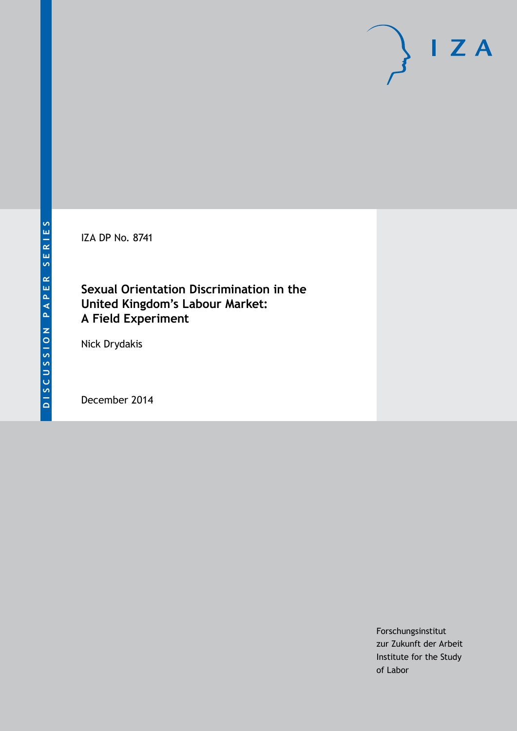DISCUSSION PAPER SERIES

IZA DP No. 8741

# Sexual Orientation Discrimination in the United Kingdom's Labour Market: A Field Experiment

Nick Drydakis

December 2014

Forschungsinstitut
zur Zukunft der Arbeit
Institute for the Study
of Labor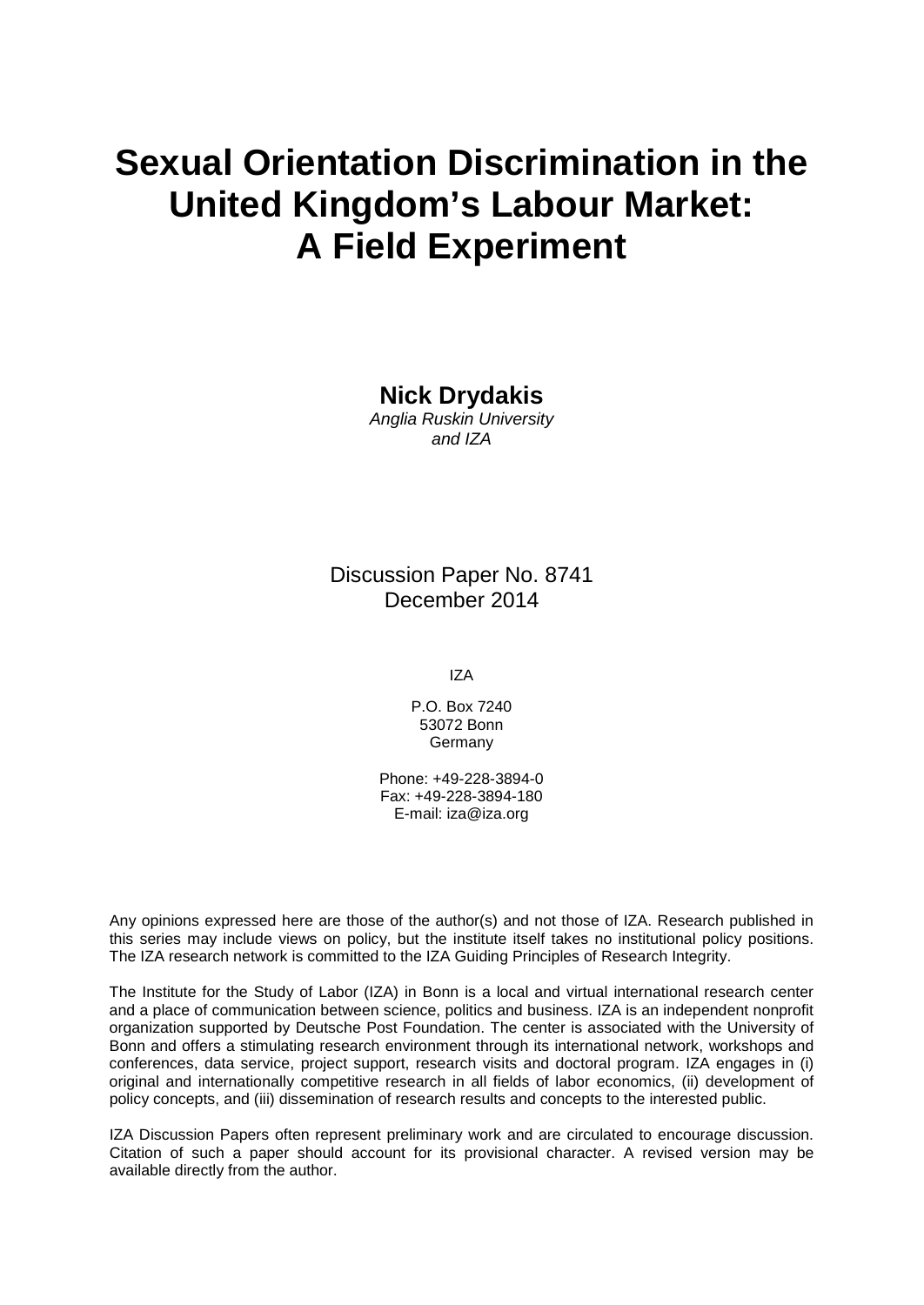# Sexual Orientation Discrimination in the United Kingdom's Labour Market: A Field Experiment

**Nick Drydakis**
*Anglia Ruskin University*
*and IZA*

Discussion Paper No. 8741
December 2014

IZA

P.O. Box 7240
53072 Bonn
Germany

Phone: +49-228-3894-0
Fax: +49-228-3894-180
E-mail: iza@iza.org

Any opinions expressed here are those of the author(s) and not those of IZA. Research published in this series may include views on policy, but the institute itself takes no institutional policy positions. The IZA research network is committed to the IZA Guiding Principles of Research Integrity.

The Institute for the Study of Labor (IZA) in Bonn is a local and virtual international research center and a place of communication between science, politics and business. IZA is an independent nonprofit organization supported by Deutsche Post Foundation. The center is associated with the University of Bonn and offers a stimulating research environment through its international network, workshops and conferences, data service, project support, research visits and doctoral program. IZA engages in (i) original and internationally competitive research in all fields of labor economics, (ii) development of policy concepts, and (iii) dissemination of research results and concepts to the interested public.

IZA Discussion Papers often represent preliminary work and are circulated to encourage discussion. Citation of such a paper should account for its provisional character. A revised version may be available directly from the author.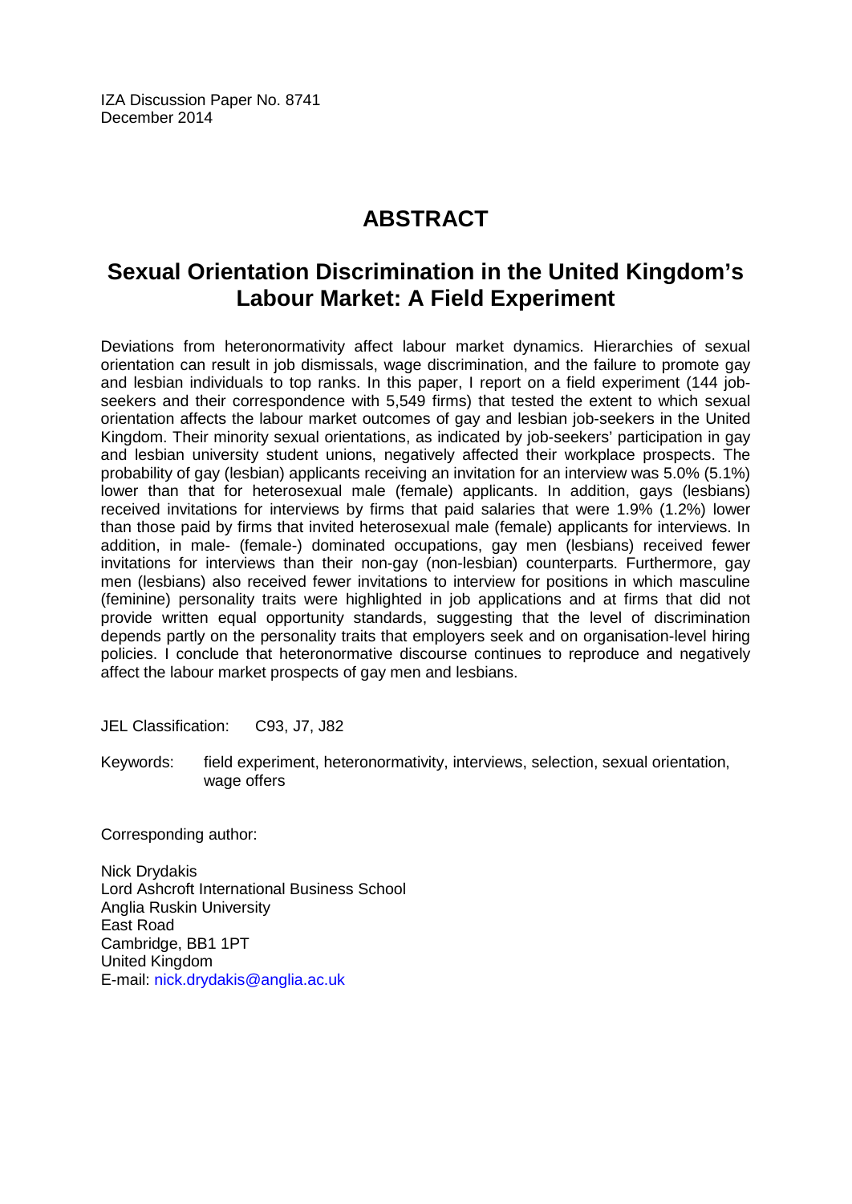IZA Discussion Paper No. 8741
December 2014

# ABSTRACT

## Sexual Orientation Discrimination in the United Kingdom's Labour Market: A Field Experiment

Deviations from heteronormativity affect labour market dynamics. Hierarchies of sexual orientation can result in job dismissals, wage discrimination, and the failure to promote gay and lesbian individuals to top ranks. In this paper, I report on a field experiment (144 job-seekers and their correspondence with 5,549 firms) that tested the extent to which sexual orientation affects the labour market outcomes of gay and lesbian job-seekers in the United Kingdom. Their minority sexual orientations, as indicated by job-seekers' participation in gay and lesbian university student unions, negatively affected their workplace prospects. The probability of gay (lesbian) applicants receiving an invitation for an interview was 5.0% (5.1%) lower than that for heterosexual male (female) applicants. In addition, gays (lesbians) received invitations for interviews by firms that paid salaries that were 1.9% (1.2%) lower than those paid by firms that invited heterosexual male (female) applicants for interviews. In addition, in male- (female-) dominated occupations, gay men (lesbians) received fewer invitations for interviews than their non-gay (non-lesbian) counterparts. Furthermore, gay men (lesbians) also received fewer invitations to interview for positions in which masculine (feminine) personality traits were highlighted in job applications and at firms that did not provide written equal opportunity standards, suggesting that the level of discrimination depends partly on the personality traits that employers seek and on organisation-level hiring policies. I conclude that heteronormative discourse continues to reproduce and negatively affect the labour market prospects of gay men and lesbians.

JEL Classification: C93, J7, J82

Keywords: field experiment, heteronormativity, interviews, selection, sexual orientation, wage offers

Corresponding author:

Nick Drydakis
Lord Ashcroft International Business School
Anglia Ruskin University
East Road
Cambridge, BB1 1PT
United Kingdom
E-mail: nick.drydakis@anglia.ac.uk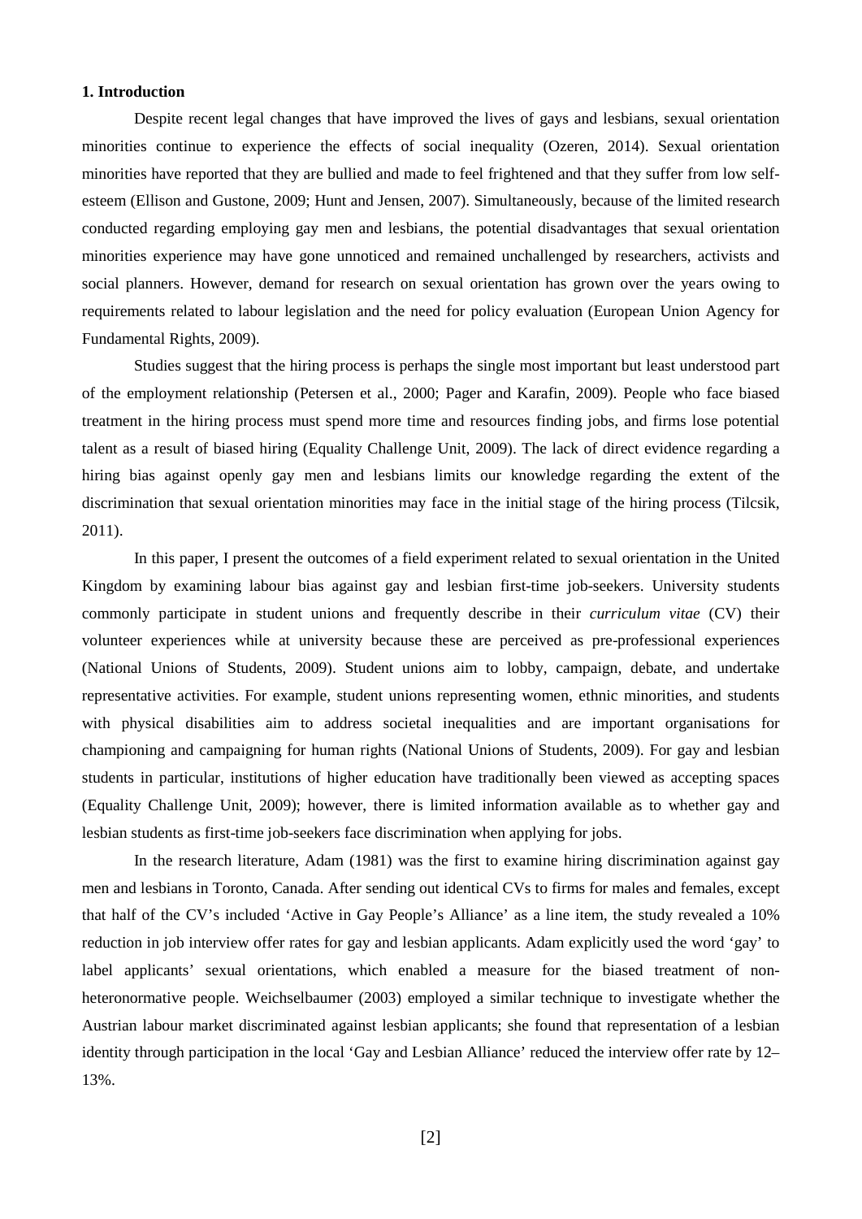**1. Introduction**

Despite recent legal changes that have improved the lives of gays and lesbians, sexual orientation minorities continue to experience the effects of social inequality (Ozeren, 2014). Sexual orientation minorities have reported that they are bullied and made to feel frightened and that they suffer from low self-esteem (Ellison and Gustone, 2009; Hunt and Jensen, 2007). Simultaneously, because of the limited research conducted regarding employing gay men and lesbians, the potential disadvantages that sexual orientation minorities experience may have gone unnoticed and remained unchallenged by researchers, activists and social planners. However, demand for research on sexual orientation has grown over the years owing to requirements related to labour legislation and the need for policy evaluation (European Union Agency for Fundamental Rights, 2009).

Studies suggest that the hiring process is perhaps the single most important but least understood part of the employment relationship (Petersen et al., 2000; Pager and Karafin, 2009). People who face biased treatment in the hiring process must spend more time and resources finding jobs, and firms lose potential talent as a result of biased hiring (Equality Challenge Unit, 2009). The lack of direct evidence regarding a hiring bias against openly gay men and lesbians limits our knowledge regarding the extent of the discrimination that sexual orientation minorities may face in the initial stage of the hiring process (Tilcsik, 2011).

In this paper, I present the outcomes of a field experiment related to sexual orientation in the United Kingdom by examining labour bias against gay and lesbian first-time job-seekers. University students commonly participate in student unions and frequently describe in their *curriculum vitae* (CV) their volunteer experiences while at university because these are perceived as pre-professional experiences (National Unions of Students, 2009). Student unions aim to lobby, campaign, debate, and undertake representative activities. For example, student unions representing women, ethnic minorities, and students with physical disabilities aim to address societal inequalities and are important organisations for championing and campaigning for human rights (National Unions of Students, 2009). For gay and lesbian students in particular, institutions of higher education have traditionally been viewed as accepting spaces (Equality Challenge Unit, 2009); however, there is limited information available as to whether gay and lesbian students as first-time job-seekers face discrimination when applying for jobs.

In the research literature, Adam (1981) was the first to examine hiring discrimination against gay men and lesbians in Toronto, Canada. After sending out identical CVs to firms for males and females, except that half of the CV's included 'Active in Gay People's Alliance' as a line item, the study revealed a 10% reduction in job interview offer rates for gay and lesbian applicants. Adam explicitly used the word 'gay' to label applicants' sexual orientations, which enabled a measure for the biased treatment of non-heteronormative people. Weichselbaumer (2003) employed a similar technique to investigate whether the Austrian labour market discriminated against lesbian applicants; she found that representation of a lesbian identity through participation in the local 'Gay and Lesbian Alliance' reduced the interview offer rate by 12–13%.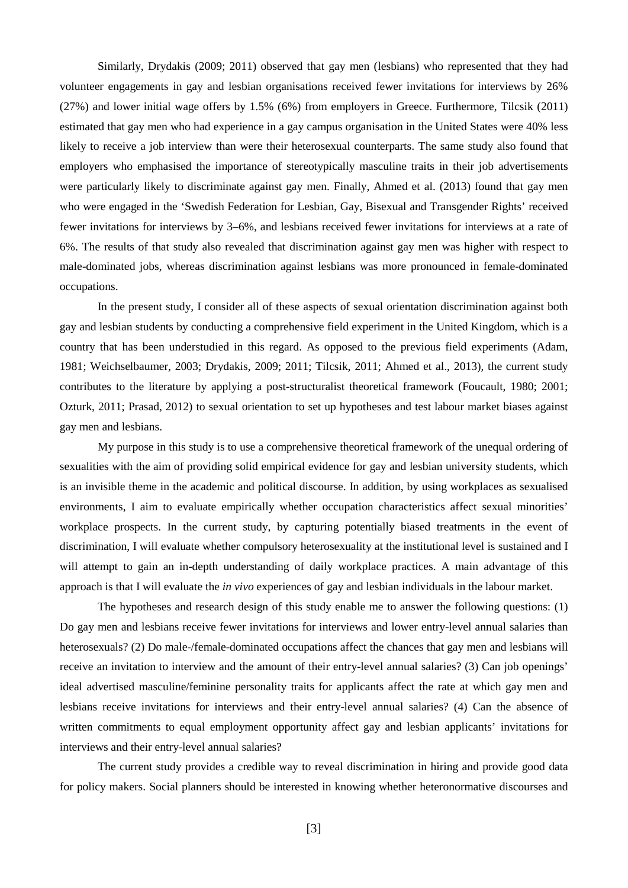Similarly, Drydakis (2009; 2011) observed that gay men (lesbians) who represented that they had volunteer engagements in gay and lesbian organisations received fewer invitations for interviews by 26% (27%) and lower initial wage offers by 1.5% (6%) from employers in Greece. Furthermore, Tilcsik (2011) estimated that gay men who had experience in a gay campus organisation in the United States were 40% less likely to receive a job interview than were their heterosexual counterparts. The same study also found that employers who emphasised the importance of stereotypically masculine traits in their job advertisements were particularly likely to discriminate against gay men. Finally, Ahmed et al. (2013) found that gay men who were engaged in the 'Swedish Federation for Lesbian, Gay, Bisexual and Transgender Rights' received fewer invitations for interviews by 3–6%, and lesbians received fewer invitations for interviews at a rate of 6%. The results of that study also revealed that discrimination against gay men was higher with respect to male-dominated jobs, whereas discrimination against lesbians was more pronounced in female-dominated occupations.

In the present study, I consider all of these aspects of sexual orientation discrimination against both gay and lesbian students by conducting a comprehensive field experiment in the United Kingdom, which is a country that has been understudied in this regard. As opposed to the previous field experiments (Adam, 1981; Weichselbaumer, 2003; Drydakis, 2009; 2011; Tilcsik, 2011; Ahmed et al., 2013), the current study contributes to the literature by applying a post-structuralist theoretical framework (Foucault, 1980; 2001; Ozturk, 2011; Prasad, 2012) to sexual orientation to set up hypotheses and test labour market biases against gay men and lesbians.

My purpose in this study is to use a comprehensive theoretical framework of the unequal ordering of sexualities with the aim of providing solid empirical evidence for gay and lesbian university students, which is an invisible theme in the academic and political discourse. In addition, by using workplaces as sexualised environments, I aim to evaluate empirically whether occupation characteristics affect sexual minorities' workplace prospects. In the current study, by capturing potentially biased treatments in the event of discrimination, I will evaluate whether compulsory heterosexuality at the institutional level is sustained and I will attempt to gain an in-depth understanding of daily workplace practices. A main advantage of this approach is that I will evaluate the *in vivo* experiences of gay and lesbian individuals in the labour market.

The hypotheses and research design of this study enable me to answer the following questions: (1) Do gay men and lesbians receive fewer invitations for interviews and lower entry-level annual salaries than heterosexuals? (2) Do male-/female-dominated occupations affect the chances that gay men and lesbians will receive an invitation to interview and the amount of their entry-level annual salaries? (3) Can job openings' ideal advertised masculine/feminine personality traits for applicants affect the rate at which gay men and lesbians receive invitations for interviews and their entry-level annual salaries? (4) Can the absence of written commitments to equal employment opportunity affect gay and lesbian applicants' invitations for interviews and their entry-level annual salaries?

The current study provides a credible way to reveal discrimination in hiring and provide good data for policy makers. Social planners should be interested in knowing whether heteronormative discourses and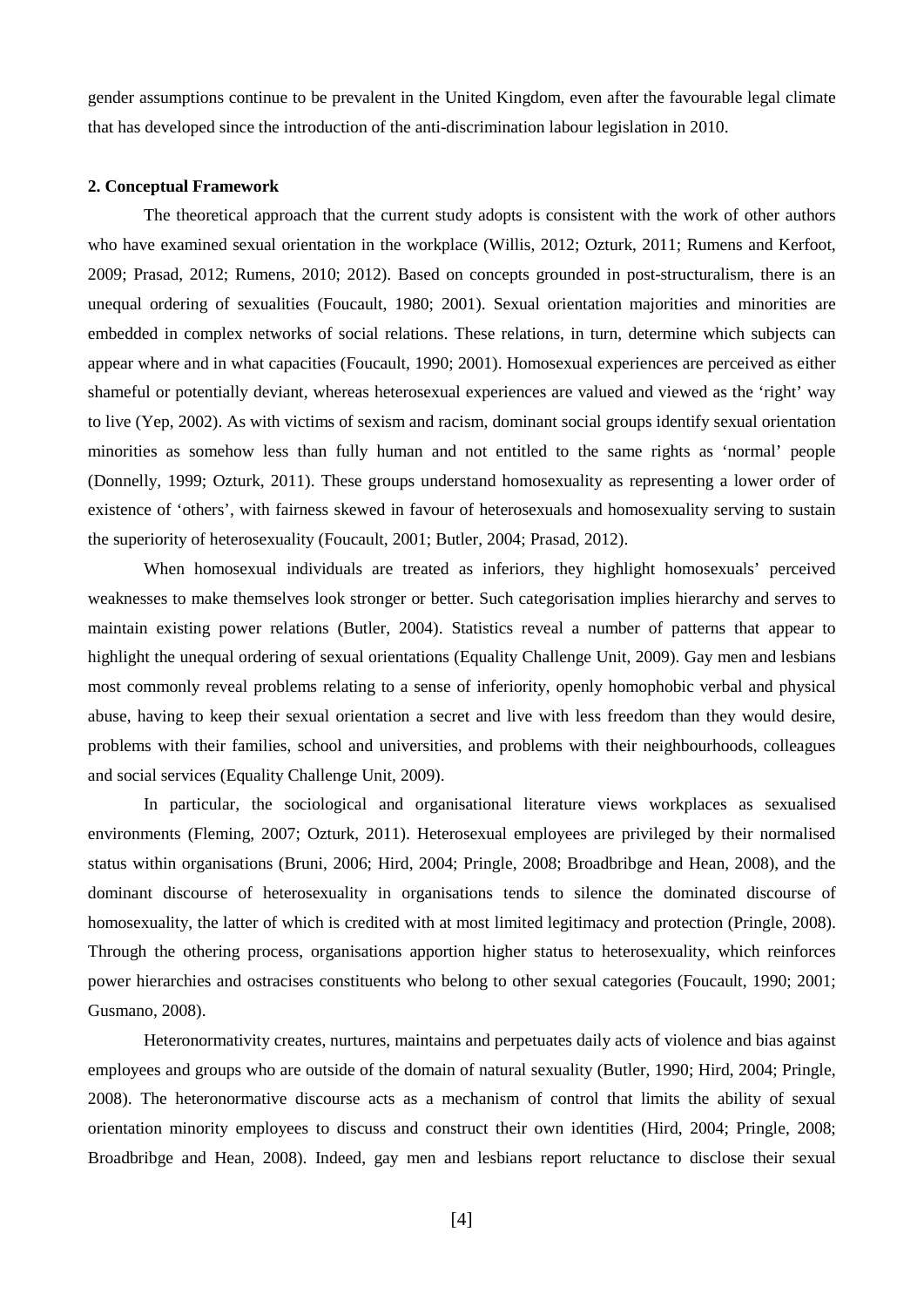gender assumptions continue to be prevalent in the United Kingdom, even after the favourable legal climate that has developed since the introduction of the anti-discrimination labour legislation in 2010.

## 2. Conceptual Framework

The theoretical approach that the current study adopts is consistent with the work of other authors who have examined sexual orientation in the workplace (Willis, 2012; Ozturk, 2011; Rumens and Kerfoot, 2009; Prasad, 2012; Rumens, 2010; 2012). Based on concepts grounded in post-structuralism, there is an unequal ordering of sexualities (Foucault, 1980; 2001). Sexual orientation majorities and minorities are embedded in complex networks of social relations. These relations, in turn, determine which subjects can appear where and in what capacities (Foucault, 1990; 2001). Homosexual experiences are perceived as either shameful or potentially deviant, whereas heterosexual experiences are valued and viewed as the 'right' way to live (Yep, 2002). As with victims of sexism and racism, dominant social groups identify sexual orientation minorities as somehow less than fully human and not entitled to the same rights as 'normal' people (Donnelly, 1999; Ozturk, 2011). These groups understand homosexuality as representing a lower order of existence of 'others', with fairness skewed in favour of heterosexuals and homosexuality serving to sustain the superiority of heterosexuality (Foucault, 2001; Butler, 2004; Prasad, 2012).

When homosexual individuals are treated as inferiors, they highlight homosexuals' perceived weaknesses to make themselves look stronger or better. Such categorisation implies hierarchy and serves to maintain existing power relations (Butler, 2004). Statistics reveal a number of patterns that appear to highlight the unequal ordering of sexual orientations (Equality Challenge Unit, 2009). Gay men and lesbians most commonly reveal problems relating to a sense of inferiority, openly homophobic verbal and physical abuse, having to keep their sexual orientation a secret and live with less freedom than they would desire, problems with their families, school and universities, and problems with their neighbourhoods, colleagues and social services (Equality Challenge Unit, 2009).

In particular, the sociological and organisational literature views workplaces as sexualised environments (Fleming, 2007; Ozturk, 2011). Heterosexual employees are privileged by their normalised status within organisations (Bruni, 2006; Hird, 2004; Pringle, 2008; Broadbribge and Hean, 2008), and the dominant discourse of heterosexuality in organisations tends to silence the dominated discourse of homosexuality, the latter of which is credited with at most limited legitimacy and protection (Pringle, 2008). Through the othering process, organisations apportion higher status to heterosexuality, which reinforces power hierarchies and ostracises constituents who belong to other sexual categories (Foucault, 1990; 2001; Gusmano, 2008).

Heteronormativity creates, nurtures, maintains and perpetuates daily acts of violence and bias against employees and groups who are outside of the domain of natural sexuality (Butler, 1990; Hird, 2004; Pringle, 2008). The heteronormative discourse acts as a mechanism of control that limits the ability of sexual orientation minority employees to discuss and construct their own identities (Hird, 2004; Pringle, 2008; Broadbribge and Hean, 2008). Indeed, gay men and lesbians report reluctance to disclose their sexual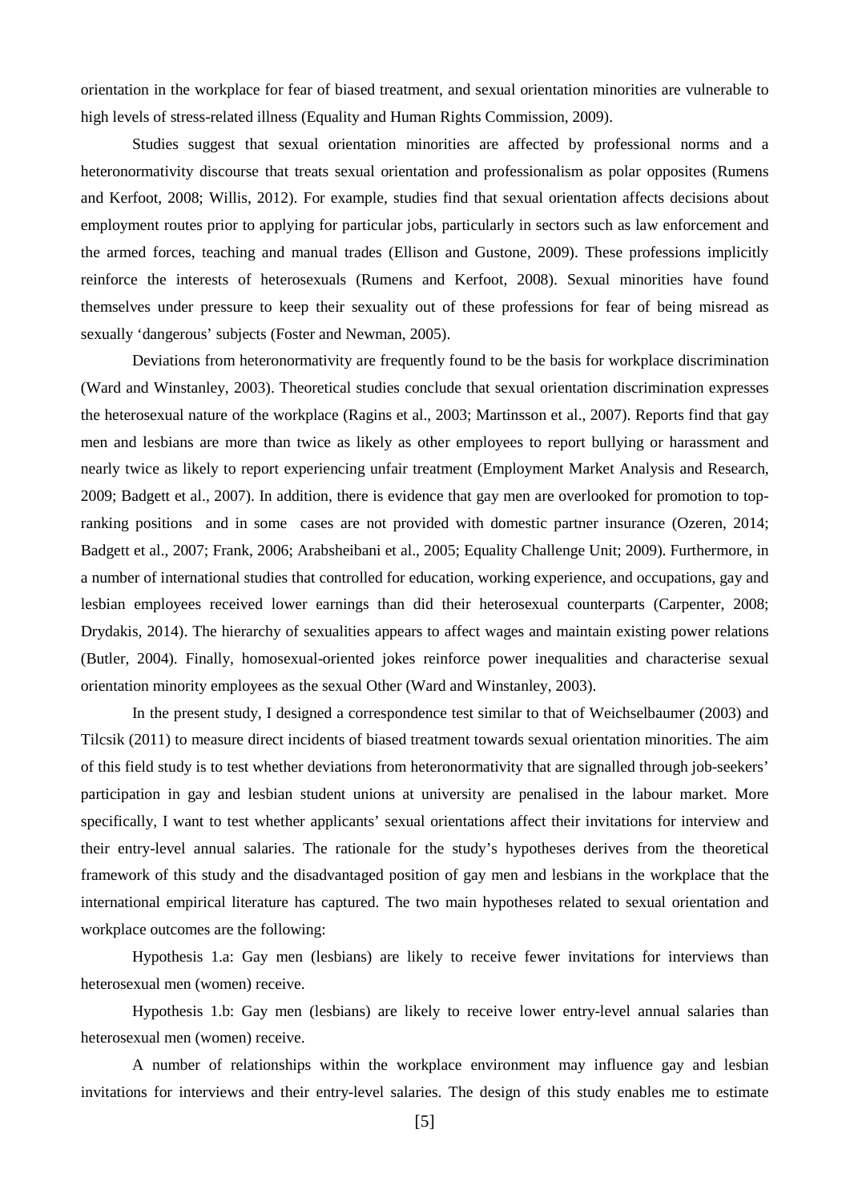orientation in the workplace for fear of biased treatment, and sexual orientation minorities are vulnerable to high levels of stress-related illness (Equality and Human Rights Commission, 2009).

Studies suggest that sexual orientation minorities are affected by professional norms and a heteronormativity discourse that treats sexual orientation and professionalism as polar opposites (Rumens and Kerfoot, 2008; Willis, 2012). For example, studies find that sexual orientation affects decisions about employment routes prior to applying for particular jobs, particularly in sectors such as law enforcement and the armed forces, teaching and manual trades (Ellison and Gustone, 2009). These professions implicitly reinforce the interests of heterosexuals (Rumens and Kerfoot, 2008). Sexual minorities have found themselves under pressure to keep their sexuality out of these professions for fear of being misread as sexually 'dangerous' subjects (Foster and Newman, 2005).

Deviations from heteronormativity are frequently found to be the basis for workplace discrimination (Ward and Winstanley, 2003). Theoretical studies conclude that sexual orientation discrimination expresses the heterosexual nature of the workplace (Ragins et al., 2003; Martinsson et al., 2007). Reports find that gay men and lesbians are more than twice as likely as other employees to report bullying or harassment and nearly twice as likely to report experiencing unfair treatment (Employment Market Analysis and Research, 2009; Badgett et al., 2007). In addition, there is evidence that gay men are overlooked for promotion to top-ranking positions and in some cases are not provided with domestic partner insurance (Ozeren, 2014; Badgett et al., 2007; Frank, 2006; Arabsheibani et al., 2005; Equality Challenge Unit; 2009). Furthermore, in a number of international studies that controlled for education, working experience, and occupations, gay and lesbian employees received lower earnings than did their heterosexual counterparts (Carpenter, 2008; Drydakis, 2014). The hierarchy of sexualities appears to affect wages and maintain existing power relations (Butler, 2004). Finally, homosexual-oriented jokes reinforce power inequalities and characterise sexual orientation minority employees as the sexual Other (Ward and Winstanley, 2003).

In the present study, I designed a correspondence test similar to that of Weichselbaumer (2003) and Tilcsik (2011) to measure direct incidents of biased treatment towards sexual orientation minorities. The aim of this field study is to test whether deviations from heteronormativity that are signalled through job-seekers' participation in gay and lesbian student unions at university are penalised in the labour market. More specifically, I want to test whether applicants' sexual orientations affect their invitations for interview and their entry-level annual salaries. The rationale for the study's hypotheses derives from the theoretical framework of this study and the disadvantaged position of gay men and lesbians in the workplace that the international empirical literature has captured. The two main hypotheses related to sexual orientation and workplace outcomes are the following:

Hypothesis 1.a: Gay men (lesbians) are likely to receive fewer invitations for interviews than heterosexual men (women) receive.

Hypothesis 1.b: Gay men (lesbians) are likely to receive lower entry-level annual salaries than heterosexual men (women) receive.

A number of relationships within the workplace environment may influence gay and lesbian invitations for interviews and their entry-level salaries. The design of this study enables me to estimate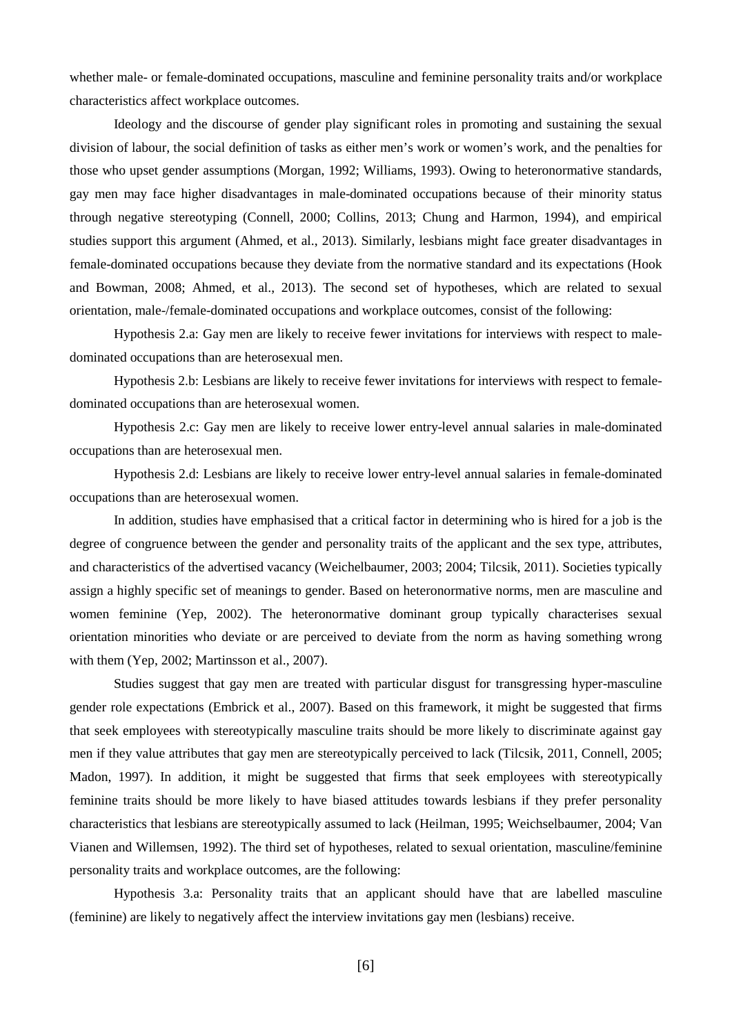whether male- or female-dominated occupations, masculine and feminine personality traits and/or workplace characteristics affect workplace outcomes.

Ideology and the discourse of gender play significant roles in promoting and sustaining the sexual division of labour, the social definition of tasks as either men's work or women's work, and the penalties for those who upset gender assumptions (Morgan, 1992; Williams, 1993). Owing to heteronormative standards, gay men may face higher disadvantages in male-dominated occupations because of their minority status through negative stereotyping (Connell, 2000; Collins, 2013; Chung and Harmon, 1994), and empirical studies support this argument (Ahmed, et al., 2013). Similarly, lesbians might face greater disadvantages in female-dominated occupations because they deviate from the normative standard and its expectations (Hook and Bowman, 2008; Ahmed, et al., 2013). The second set of hypotheses, which are related to sexual orientation, male-/female-dominated occupations and workplace outcomes, consist of the following:

Hypothesis 2.a: Gay men are likely to receive fewer invitations for interviews with respect to male-dominated occupations than are heterosexual men.

Hypothesis 2.b: Lesbians are likely to receive fewer invitations for interviews with respect to female-dominated occupations than are heterosexual women.

Hypothesis 2.c: Gay men are likely to receive lower entry-level annual salaries in male-dominated occupations than are heterosexual men.

Hypothesis 2.d: Lesbians are likely to receive lower entry-level annual salaries in female-dominated occupations than are heterosexual women.

In addition, studies have emphasised that a critical factor in determining who is hired for a job is the degree of congruence between the gender and personality traits of the applicant and the sex type, attributes, and characteristics of the advertised vacancy (Weichelbaumer, 2003; 2004; Tilcsik, 2011). Societies typically assign a highly specific set of meanings to gender. Based on heteronormative norms, men are masculine and women feminine (Yep, 2002). The heteronormative dominant group typically characterises sexual orientation minorities who deviate or are perceived to deviate from the norm as having something wrong with them (Yep, 2002; Martinsson et al., 2007).

Studies suggest that gay men are treated with particular disgust for transgressing hyper-masculine gender role expectations (Embrick et al., 2007). Based on this framework, it might be suggested that firms that seek employees with stereotypically masculine traits should be more likely to discriminate against gay men if they value attributes that gay men are stereotypically perceived to lack (Tilcsik, 2011, Connell, 2005; Madon, 1997). In addition, it might be suggested that firms that seek employees with stereotypically feminine traits should be more likely to have biased attitudes towards lesbians if they prefer personality characteristics that lesbians are stereotypically assumed to lack (Heilman, 1995; Weichselbaumer, 2004; Van Vianen and Willemsen, 1992). The third set of hypotheses, related to sexual orientation, masculine/feminine personality traits and workplace outcomes, are the following:

Hypothesis 3.a: Personality traits that an applicant should have that are labelled masculine (feminine) are likely to negatively affect the interview invitations gay men (lesbians) receive.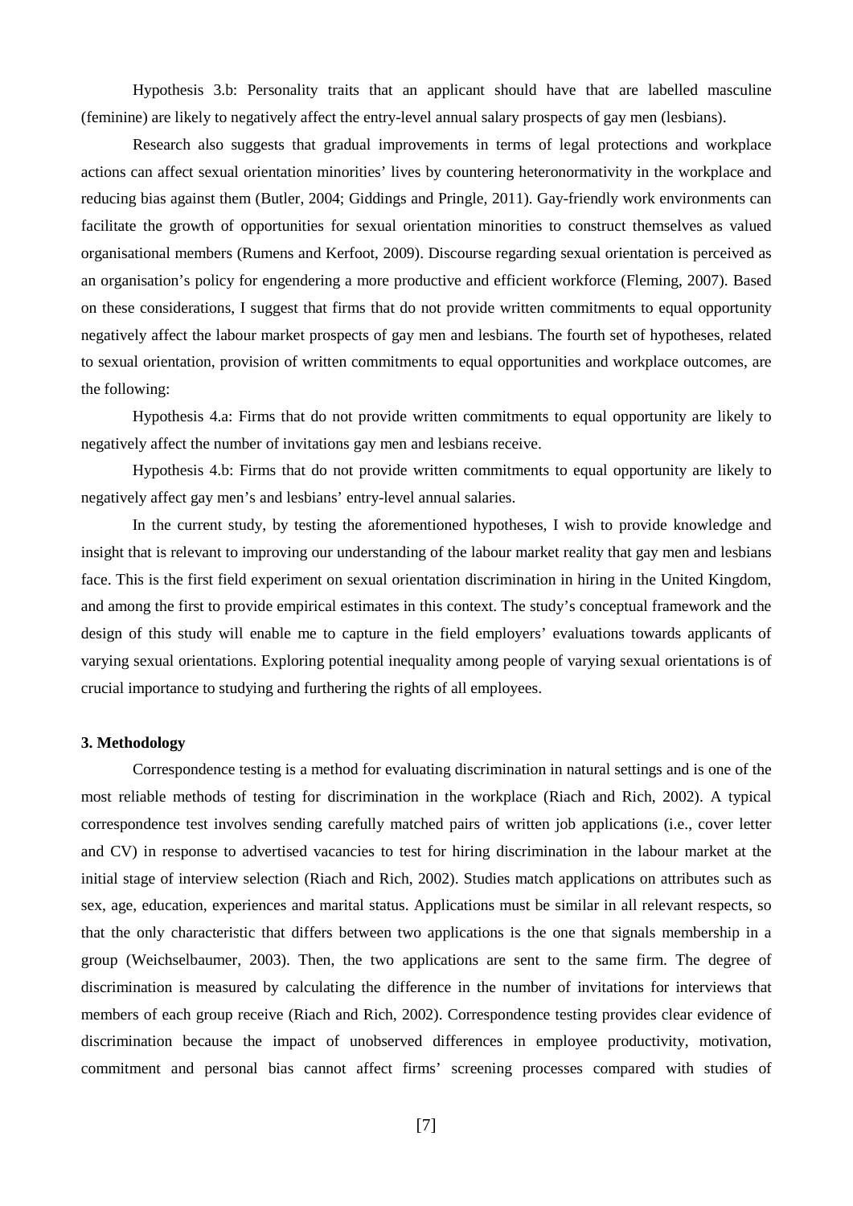Hypothesis 3.b: Personality traits that an applicant should have that are labelled masculine (feminine) are likely to negatively affect the entry-level annual salary prospects of gay men (lesbians).

Research also suggests that gradual improvements in terms of legal protections and workplace actions can affect sexual orientation minorities' lives by countering heteronormativity in the workplace and reducing bias against them (Butler, 2004; Giddings and Pringle, 2011). Gay-friendly work environments can facilitate the growth of opportunities for sexual orientation minorities to construct themselves as valued organisational members (Rumens and Kerfoot, 2009). Discourse regarding sexual orientation is perceived as an organisation's policy for engendering a more productive and efficient workforce (Fleming, 2007). Based on these considerations, I suggest that firms that do not provide written commitments to equal opportunity negatively affect the labour market prospects of gay men and lesbians. The fourth set of hypotheses, related to sexual orientation, provision of written commitments to equal opportunities and workplace outcomes, are the following:

Hypothesis 4.a: Firms that do not provide written commitments to equal opportunity are likely to negatively affect the number of invitations gay men and lesbians receive.

Hypothesis 4.b: Firms that do not provide written commitments to equal opportunity are likely to negatively affect gay men's and lesbians' entry-level annual salaries.

In the current study, by testing the aforementioned hypotheses, I wish to provide knowledge and insight that is relevant to improving our understanding of the labour market reality that gay men and lesbians face. This is the first field experiment on sexual orientation discrimination in hiring in the United Kingdom, and among the first to provide empirical estimates in this context. The study's conceptual framework and the design of this study will enable me to capture in the field employers' evaluations towards applicants of varying sexual orientations. Exploring potential inequality among people of varying sexual orientations is of crucial importance to studying and furthering the rights of all employees.

## 3. Methodology

Correspondence testing is a method for evaluating discrimination in natural settings and is one of the most reliable methods of testing for discrimination in the workplace (Riach and Rich, 2002). A typical correspondence test involves sending carefully matched pairs of written job applications (i.e., cover letter and CV) in response to advertised vacancies to test for hiring discrimination in the labour market at the initial stage of interview selection (Riach and Rich, 2002). Studies match applications on attributes such as sex, age, education, experiences and marital status. Applications must be similar in all relevant respects, so that the only characteristic that differs between two applications is the one that signals membership in a group (Weichselbaumer, 2003). Then, the two applications are sent to the same firm. The degree of discrimination is measured by calculating the difference in the number of invitations for interviews that members of each group receive (Riach and Rich, 2002). Correspondence testing provides clear evidence of discrimination because the impact of unobserved differences in employee productivity, motivation, commitment and personal bias cannot affect firms' screening processes compared with studies of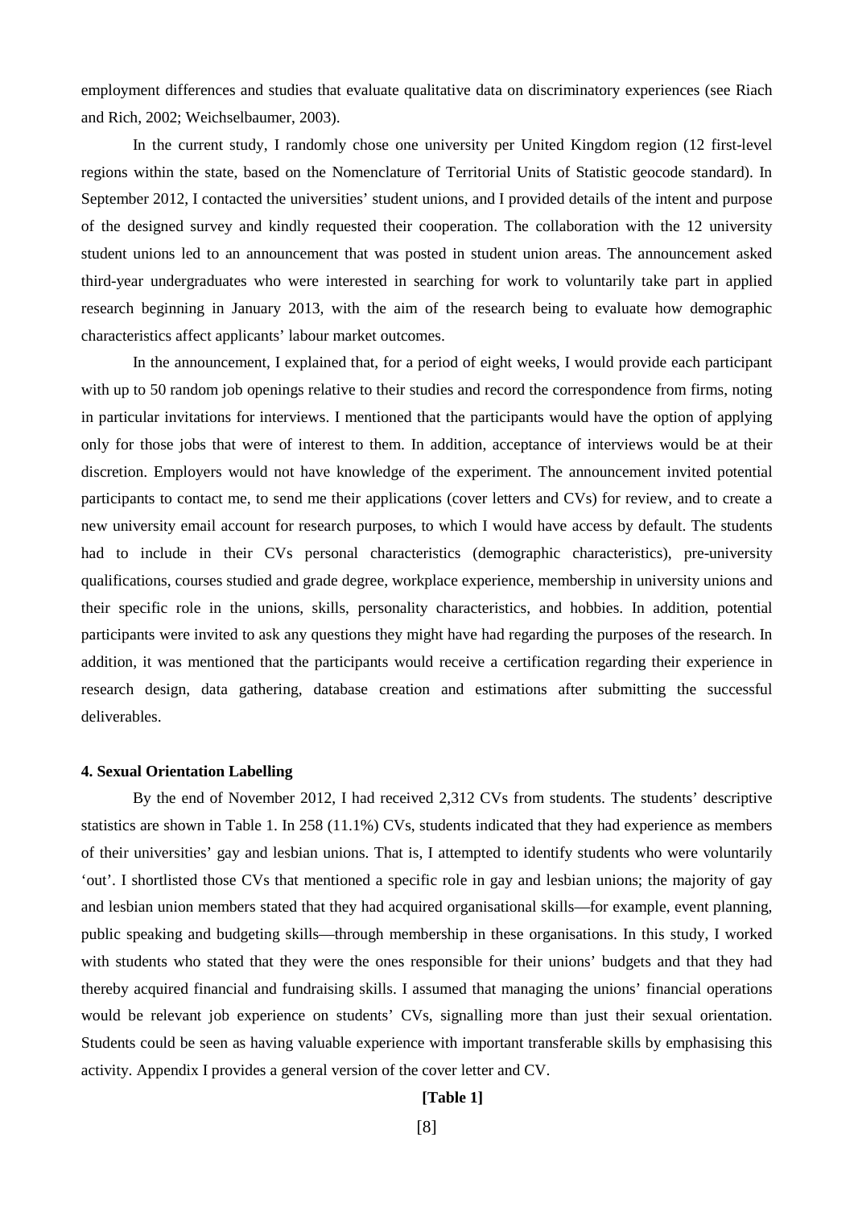employment differences and studies that evaluate qualitative data on discriminatory experiences (see Riach and Rich, 2002; Weichselbaumer, 2003).

In the current study, I randomly chose one university per United Kingdom region (12 first-level regions within the state, based on the Nomenclature of Territorial Units of Statistic geocode standard). In September 2012, I contacted the universities' student unions, and I provided details of the intent and purpose of the designed survey and kindly requested their cooperation. The collaboration with the 12 university student unions led to an announcement that was posted in student union areas. The announcement asked third-year undergraduates who were interested in searching for work to voluntarily take part in applied research beginning in January 2013, with the aim of the research being to evaluate how demographic characteristics affect applicants' labour market outcomes.

In the announcement, I explained that, for a period of eight weeks, I would provide each participant with up to 50 random job openings relative to their studies and record the correspondence from firms, noting in particular invitations for interviews. I mentioned that the participants would have the option of applying only for those jobs that were of interest to them. In addition, acceptance of interviews would be at their discretion. Employers would not have knowledge of the experiment. The announcement invited potential participants to contact me, to send me their applications (cover letters and CVs) for review, and to create a new university email account for research purposes, to which I would have access by default. The students had to include in their CVs personal characteristics (demographic characteristics), pre-university qualifications, courses studied and grade degree, workplace experience, membership in university unions and their specific role in the unions, skills, personality characteristics, and hobbies. In addition, potential participants were invited to ask any questions they might have had regarding the purposes of the research. In addition, it was mentioned that the participants would receive a certification regarding their experience in research design, data gathering, database creation and estimations after submitting the successful deliverables.

## 4. Sexual Orientation Labelling

By the end of November 2012, I had received 2,312 CVs from students. The students' descriptive statistics are shown in Table 1. In 258 (11.1%) CVs, students indicated that they had experience as members of their universities' gay and lesbian unions. That is, I attempted to identify students who were voluntarily 'out'. I shortlisted those CVs that mentioned a specific role in gay and lesbian unions; the majority of gay and lesbian union members stated that they had acquired organisational skills—for example, event planning, public speaking and budgeting skills—through membership in these organisations. In this study, I worked with students who stated that they were the ones responsible for their unions' budgets and that they had thereby acquired financial and fundraising skills. I assumed that managing the unions' financial operations would be relevant job experience on students' CVs, signalling more than just their sexual orientation. Students could be seen as having valuable experience with important transferable skills by emphasising this activity. Appendix I provides a general version of the cover letter and CV.

**[Table 1]**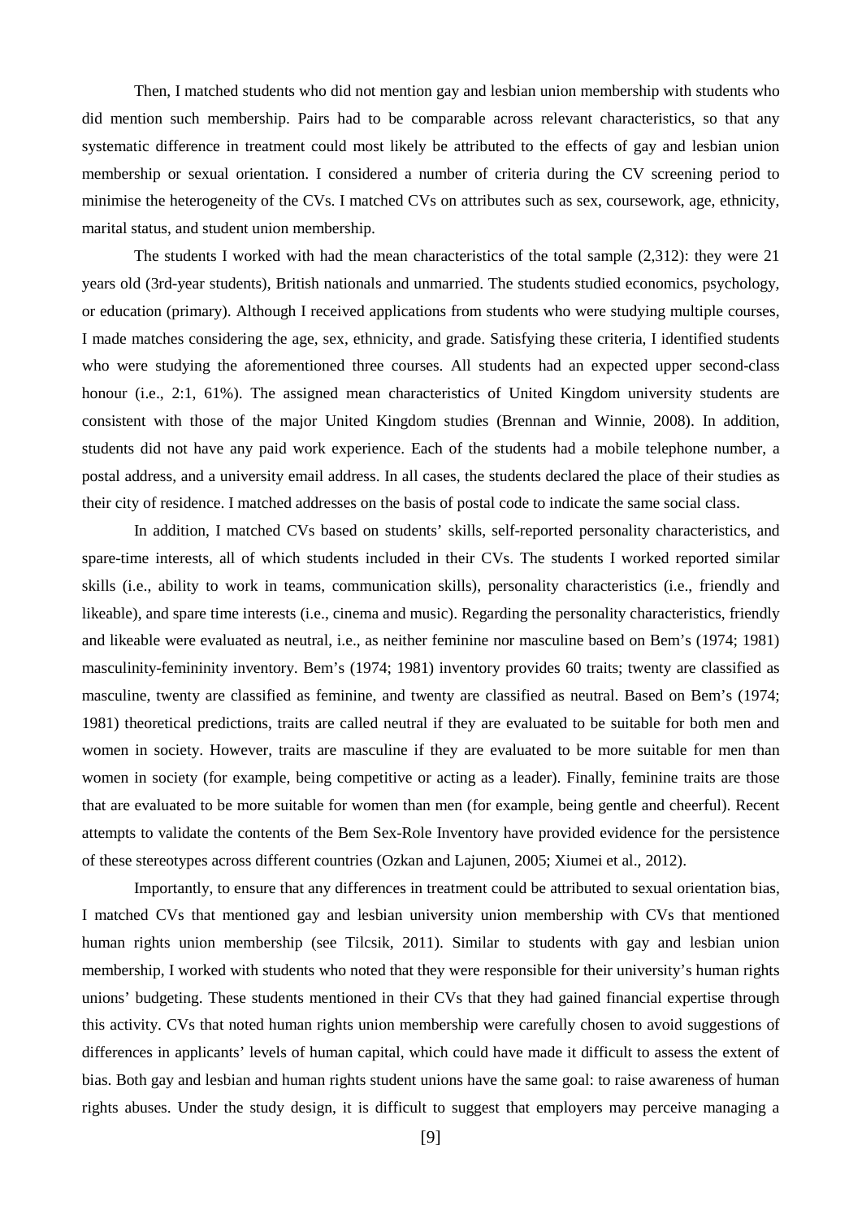Then, I matched students who did not mention gay and lesbian union membership with students who did mention such membership. Pairs had to be comparable across relevant characteristics, so that any systematic difference in treatment could most likely be attributed to the effects of gay and lesbian union membership or sexual orientation. I considered a number of criteria during the CV screening period to minimise the heterogeneity of the CVs. I matched CVs on attributes such as sex, coursework, age, ethnicity, marital status, and student union membership.

The students I worked with had the mean characteristics of the total sample (2,312): they were 21 years old (3rd-year students), British nationals and unmarried. The students studied economics, psychology, or education (primary). Although I received applications from students who were studying multiple courses, I made matches considering the age, sex, ethnicity, and grade. Satisfying these criteria, I identified students who were studying the aforementioned three courses. All students had an expected upper second-class honour (i.e., 2:1, 61%). The assigned mean characteristics of United Kingdom university students are consistent with those of the major United Kingdom studies (Brennan and Winnie, 2008). In addition, students did not have any paid work experience. Each of the students had a mobile telephone number, a postal address, and a university email address. In all cases, the students declared the place of their studies as their city of residence. I matched addresses on the basis of postal code to indicate the same social class.

In addition, I matched CVs based on students' skills, self-reported personality characteristics, and spare-time interests, all of which students included in their CVs. The students I worked reported similar skills (i.e., ability to work in teams, communication skills), personality characteristics (i.e., friendly and likeable), and spare time interests (i.e., cinema and music). Regarding the personality characteristics, friendly and likeable were evaluated as neutral, i.e., as neither feminine nor masculine based on Bem's (1974; 1981) masculinity-femininity inventory. Bem's (1974; 1981) inventory provides 60 traits; twenty are classified as masculine, twenty are classified as feminine, and twenty are classified as neutral. Based on Bem's (1974; 1981) theoretical predictions, traits are called neutral if they are evaluated to be suitable for both men and women in society. However, traits are masculine if they are evaluated to be more suitable for men than women in society (for example, being competitive or acting as a leader). Finally, feminine traits are those that are evaluated to be more suitable for women than men (for example, being gentle and cheerful). Recent attempts to validate the contents of the Bem Sex-Role Inventory have provided evidence for the persistence of these stereotypes across different countries (Ozkan and Lajunen, 2005; Xiumei et al., 2012).

Importantly, to ensure that any differences in treatment could be attributed to sexual orientation bias, I matched CVs that mentioned gay and lesbian university union membership with CVs that mentioned human rights union membership (see Tilcsik, 2011). Similar to students with gay and lesbian union membership, I worked with students who noted that they were responsible for their university's human rights unions' budgeting. These students mentioned in their CVs that they had gained financial expertise through this activity. CVs that noted human rights union membership were carefully chosen to avoid suggestions of differences in applicants' levels of human capital, which could have made it difficult to assess the extent of bias. Both gay and lesbian and human rights student unions have the same goal: to raise awareness of human rights abuses. Under the study design, it is difficult to suggest that employers may perceive managing a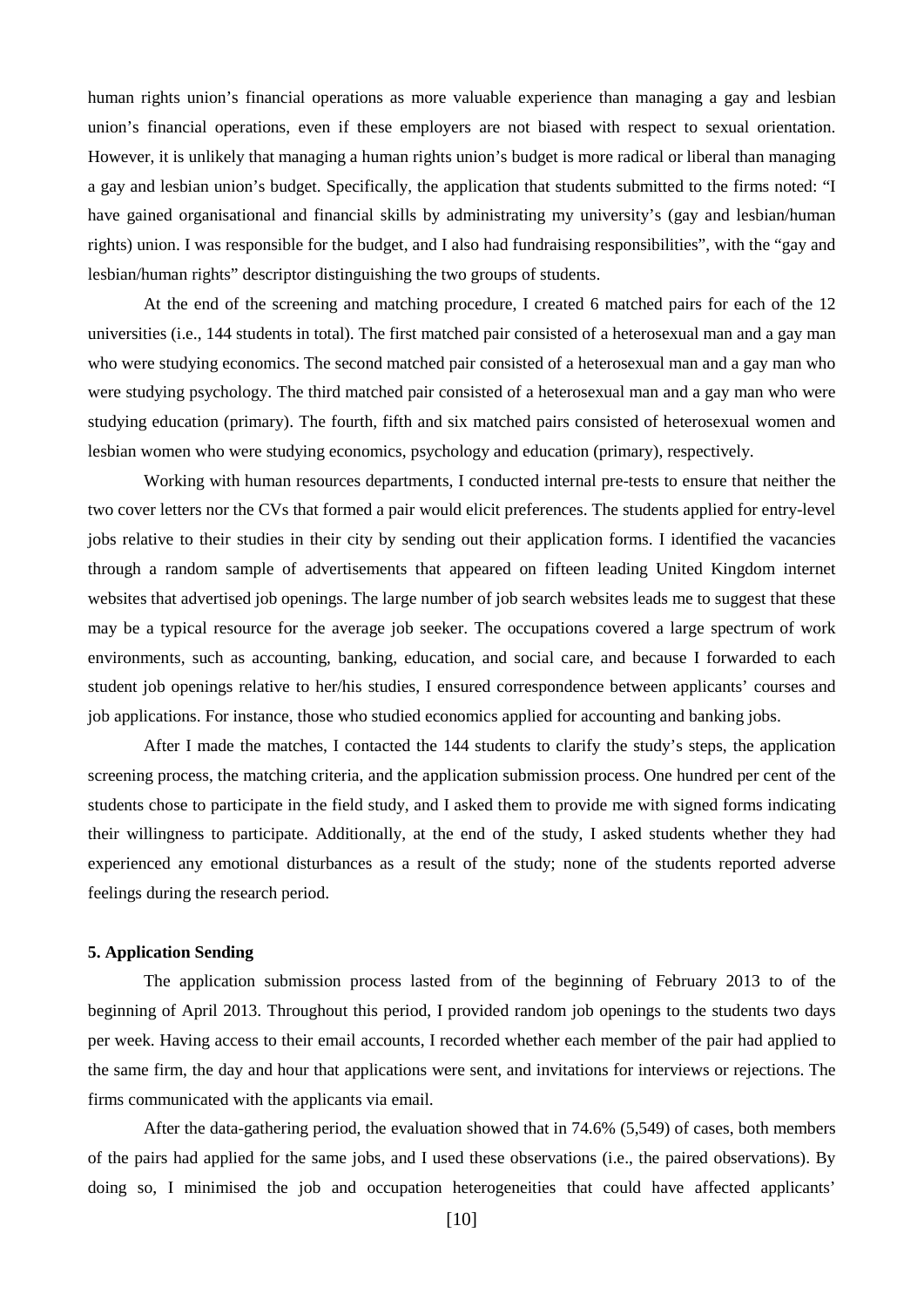human rights union's financial operations as more valuable experience than managing a gay and lesbian union's financial operations, even if these employers are not biased with respect to sexual orientation. However, it is unlikely that managing a human rights union's budget is more radical or liberal than managing a gay and lesbian union's budget. Specifically, the application that students submitted to the firms noted: "I have gained organisational and financial skills by administrating my university's (gay and lesbian/human rights) union. I was responsible for the budget, and I also had fundraising responsibilities", with the "gay and lesbian/human rights" descriptor distinguishing the two groups of students.

At the end of the screening and matching procedure, I created 6 matched pairs for each of the 12 universities (i.e., 144 students in total). The first matched pair consisted of a heterosexual man and a gay man who were studying economics. The second matched pair consisted of a heterosexual man and a gay man who were studying psychology. The third matched pair consisted of a heterosexual man and a gay man who were studying education (primary). The fourth, fifth and six matched pairs consisted of heterosexual women and lesbian women who were studying economics, psychology and education (primary), respectively.

Working with human resources departments, I conducted internal pre-tests to ensure that neither the two cover letters nor the CVs that formed a pair would elicit preferences. The students applied for entry-level jobs relative to their studies in their city by sending out their application forms. I identified the vacancies through a random sample of advertisements that appeared on fifteen leading United Kingdom internet websites that advertised job openings. The large number of job search websites leads me to suggest that these may be a typical resource for the average job seeker. The occupations covered a large spectrum of work environments, such as accounting, banking, education, and social care, and because I forwarded to each student job openings relative to her/his studies, I ensured correspondence between applicants' courses and job applications. For instance, those who studied economics applied for accounting and banking jobs.

After I made the matches, I contacted the 144 students to clarify the study's steps, the application screening process, the matching criteria, and the application submission process. One hundred per cent of the students chose to participate in the field study, and I asked them to provide me with signed forms indicating their willingness to participate. Additionally, at the end of the study, I asked students whether they had experienced any emotional disturbances as a result of the study; none of the students reported adverse feelings during the research period.

**5. Application Sending**

The application submission process lasted from of the beginning of February 2013 to of the beginning of April 2013. Throughout this period, I provided random job openings to the students two days per week. Having access to their email accounts, I recorded whether each member of the pair had applied to the same firm, the day and hour that applications were sent, and invitations for interviews or rejections. The firms communicated with the applicants via email.

After the data-gathering period, the evaluation showed that in 74.6% (5,549) of cases, both members of the pairs had applied for the same jobs, and I used these observations (i.e., the paired observations). By doing so, I minimised the job and occupation heterogeneities that could have affected applicants'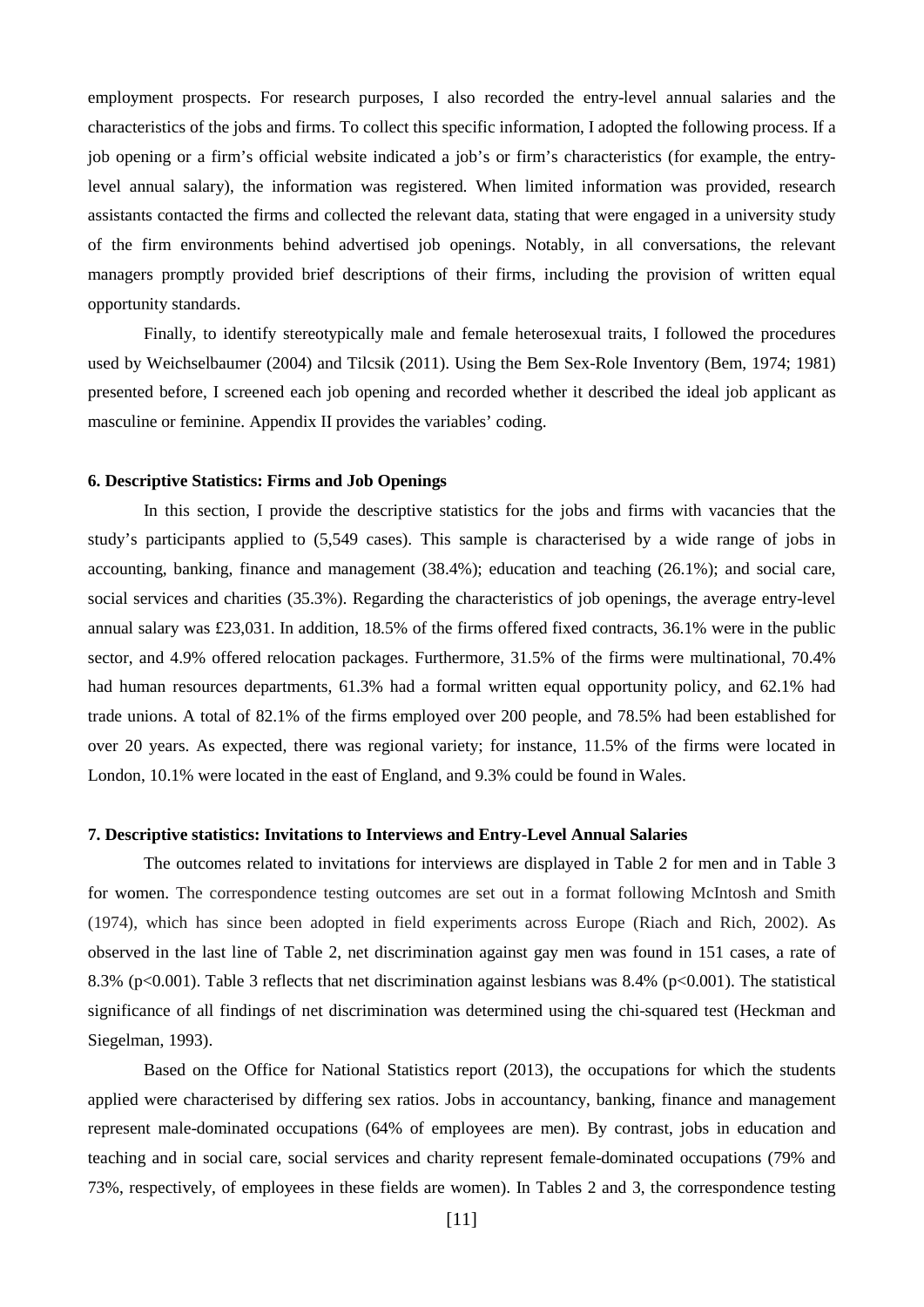employment prospects. For research purposes, I also recorded the entry-level annual salaries and the characteristics of the jobs and firms. To collect this specific information, I adopted the following process. If a job opening or a firm's official website indicated a job's or firm's characteristics (for example, the entry-level annual salary), the information was registered. When limited information was provided, research assistants contacted the firms and collected the relevant data, stating that were engaged in a university study of the firm environments behind advertised job openings. Notably, in all conversations, the relevant managers promptly provided brief descriptions of their firms, including the provision of written equal opportunity standards.

Finally, to identify stereotypically male and female heterosexual traits, I followed the procedures used by Weichselbaumer (2004) and Tilcsik (2011). Using the Bem Sex-Role Inventory (Bem, 1974; 1981) presented before, I screened each job opening and recorded whether it described the ideal job applicant as masculine or feminine. Appendix II provides the variables' coding.

### 6. Descriptive Statistics: Firms and Job Openings

In this section, I provide the descriptive statistics for the jobs and firms with vacancies that the study's participants applied to (5,549 cases). This sample is characterised by a wide range of jobs in accounting, banking, finance and management (38.4%); education and teaching (26.1%); and social care, social services and charities (35.3%). Regarding the characteristics of job openings, the average entry-level annual salary was £23,031. In addition, 18.5% of the firms offered fixed contracts, 36.1% were in the public sector, and 4.9% offered relocation packages. Furthermore, 31.5% of the firms were multinational, 70.4% had human resources departments, 61.3% had a formal written equal opportunity policy, and 62.1% had trade unions. A total of 82.1% of the firms employed over 200 people, and 78.5% had been established for over 20 years. As expected, there was regional variety; for instance, 11.5% of the firms were located in London, 10.1% were located in the east of England, and 9.3% could be found in Wales.

### 7. Descriptive statistics: Invitations to Interviews and Entry-Level Annual Salaries

The outcomes related to invitations for interviews are displayed in Table 2 for men and in Table 3 for women. The correspondence testing outcomes are set out in a format following McIntosh and Smith (1974), which has since been adopted in field experiments across Europe (Riach and Rich, 2002). As observed in the last line of Table 2, net discrimination against gay men was found in 151 cases, a rate of 8.3% ($p<0.001$). Table 3 reflects that net discrimination against lesbians was 8.4% ($p<0.001$). The statistical significance of all findings of net discrimination was determined using the chi-squared test (Heckman and Siegelman, 1993).

Based on the Office for National Statistics report (2013), the occupations for which the students applied were characterised by differing sex ratios. Jobs in accountancy, banking, finance and management represent male-dominated occupations (64% of employees are men). By contrast, jobs in education and teaching and in social care, social services and charity represent female-dominated occupations (79% and 73%, respectively, of employees in these fields are women). In Tables 2 and 3, the correspondence testing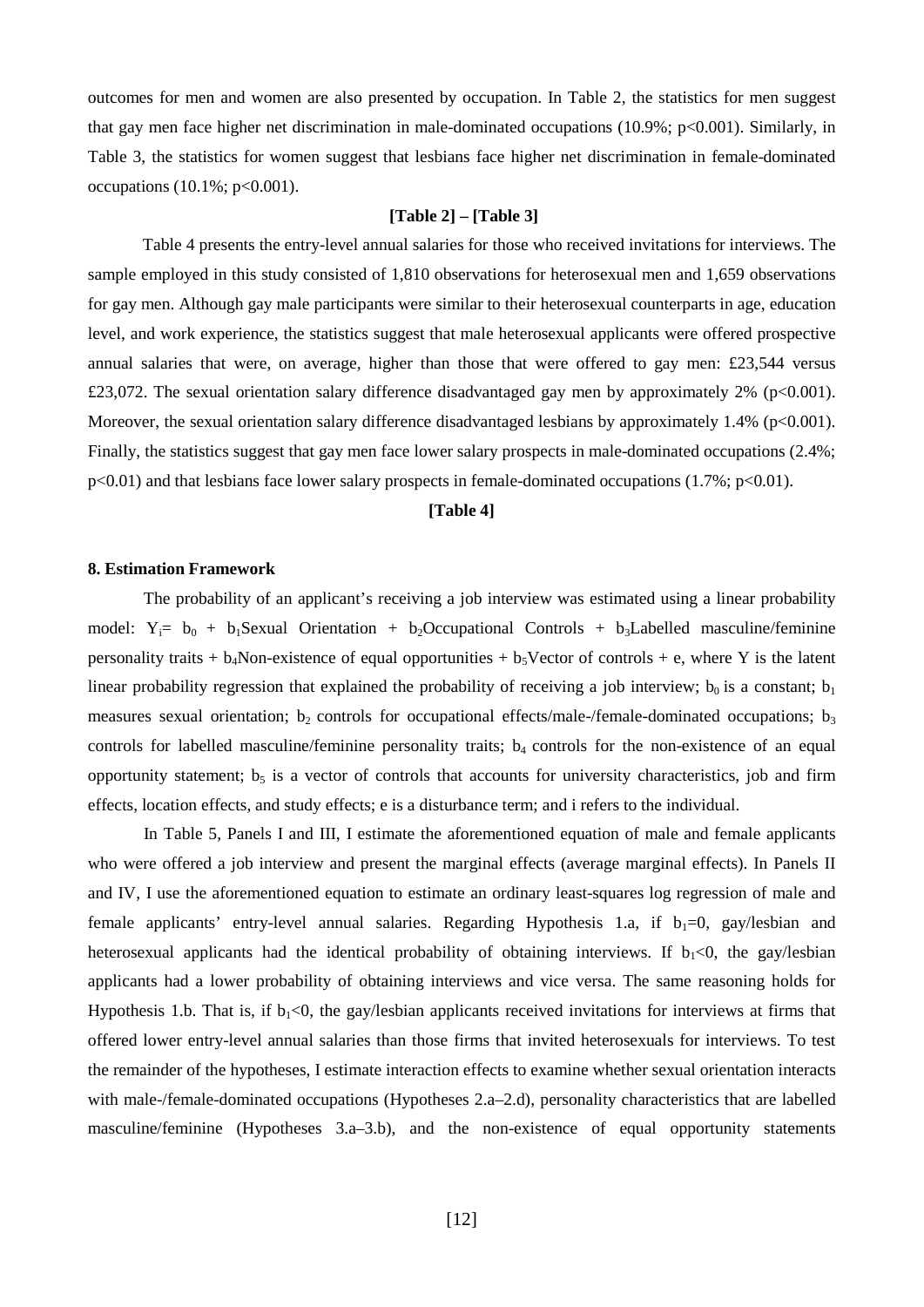outcomes for men and women are also presented by occupation. In Table 2, the statistics for men suggest that gay men face higher net discrimination in male-dominated occupations (10.9%; $p<0.001$). Similarly, in Table 3, the statistics for women suggest that lesbians face higher net discrimination in female-dominated occupations (10.1%; $p<0.001$).

**[Table 2] – [Table 3]**

Table 4 presents the entry-level annual salaries for those who received invitations for interviews. The sample employed in this study consisted of 1,810 observations for heterosexual men and 1,659 observations for gay men. Although gay male participants were similar to their heterosexual counterparts in age, education level, and work experience, the statistics suggest that male heterosexual applicants were offered prospective annual salaries that were, on average, higher than those that were offered to gay men: £23,544 versus £23,072. The sexual orientation salary difference disadvantaged gay men by approximately 2% ($p<0.001$). Moreover, the sexual orientation salary difference disadvantaged lesbians by approximately 1.4% ($p<0.001$). Finally, the statistics suggest that gay men face lower salary prospects in male-dominated occupations (2.4%; $p<0.01$) and that lesbians face lower salary prospects in female-dominated occupations (1.7%; $p<0.01$).

**[Table 4]**

### 8. Estimation Framework

The probability of an applicant's receiving a job interview was estimated using a linear probability model: $Y_i = b_0 + b_1$Sexual Orientation + $b_2$Occupational Controls + $b_3$Labelled masculine/feminine personality traits + $b_4$Non-existence of equal opportunities + $b_5$Vector of controls + e, where Y is the latent linear probability regression that explained the probability of receiving a job interview; $b_0$ is a constant; $b_1$ measures sexual orientation; $b_2$ controls for occupational effects/male-/female-dominated occupations; $b_3$ controls for labelled masculine/feminine personality traits; $b_4$ controls for the non-existence of an equal opportunity statement; $b_5$ is a vector of controls that accounts for university characteristics, job and firm effects, location effects, and study effects; e is a disturbance term; and i refers to the individual.

In Table 5, Panels I and III, I estimate the aforementioned equation of male and female applicants who were offered a job interview and present the marginal effects (average marginal effects). In Panels II and IV, I use the aforementioned equation to estimate an ordinary least-squares log regression of male and female applicants' entry-level annual salaries. Regarding Hypothesis 1.a, if $b_1=0$, gay/lesbian and heterosexual applicants had the identical probability of obtaining interviews. If $b_1<0$, the gay/lesbian applicants had a lower probability of obtaining interviews and vice versa. The same reasoning holds for Hypothesis 1.b. That is, if $b_1<0$, the gay/lesbian applicants received invitations for interviews at firms that offered lower entry-level annual salaries than those firms that invited heterosexuals for interviews. To test the remainder of the hypotheses, I estimate interaction effects to examine whether sexual orientation interacts with male-/female-dominated occupations (Hypotheses 2.a–2.d), personality characteristics that are labelled masculine/feminine (Hypotheses 3.a–3.b), and the non-existence of equal opportunity statements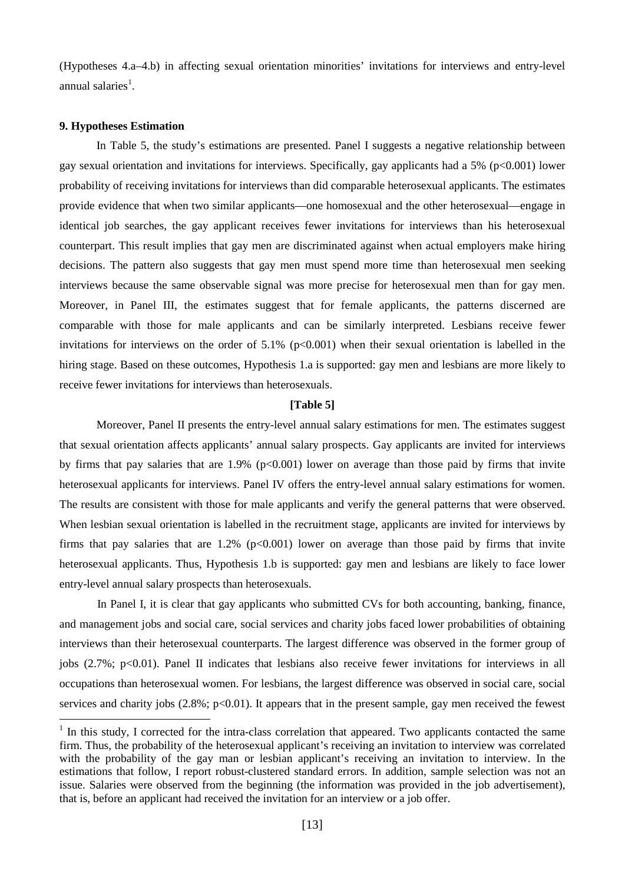(Hypotheses 4.a–4.b) in affecting sexual orientation minorities' invitations for interviews and entry-level annual salaries[1].

### 9. Hypotheses Estimation

In Table 5, the study's estimations are presented. Panel I suggests a negative relationship between gay sexual orientation and invitations for interviews. Specifically, gay applicants had a 5% ($p<0.001$) lower probability of receiving invitations for interviews than did comparable heterosexual applicants. The estimates provide evidence that when two similar applicants—one homosexual and the other heterosexual—engage in identical job searches, the gay applicant receives fewer invitations for interviews than his heterosexual counterpart. This result implies that gay men are discriminated against when actual employers make hiring decisions. The pattern also suggests that gay men must spend more time than heterosexual men seeking interviews because the same observable signal was more precise for heterosexual men than for gay men. Moreover, in Panel III, the estimates suggest that for female applicants, the patterns discerned are comparable with those for male applicants and can be similarly interpreted. Lesbians receive fewer invitations for interviews on the order of 5.1% ($p<0.001$) when their sexual orientation is labelled in the hiring stage. Based on these outcomes, Hypothesis 1.a is supported: gay men and lesbians are more likely to receive fewer invitations for interviews than heterosexuals.

**[Table 5]**

Moreover, Panel II presents the entry-level annual salary estimations for men. The estimates suggest that sexual orientation affects applicants' annual salary prospects. Gay applicants are invited for interviews by firms that pay salaries that are 1.9% ($p<0.001$) lower on average than those paid by firms that invite heterosexual applicants for interviews. Panel IV offers the entry-level annual salary estimations for women. The results are consistent with those for male applicants and verify the general patterns that were observed. When lesbian sexual orientation is labelled in the recruitment stage, applicants are invited for interviews by firms that pay salaries that are 1.2% ($p<0.001$) lower on average than those paid by firms that invite heterosexual applicants. Thus, Hypothesis 1.b is supported: gay men and lesbians are likely to face lower entry-level annual salary prospects than heterosexuals.

In Panel I, it is clear that gay applicants who submitted CVs for both accounting, banking, finance, and management jobs and social care, social services and charity jobs faced lower probabilities of obtaining interviews than their heterosexual counterparts. The largest difference was observed in the former group of jobs (2.7%; $p<0.01$). Panel II indicates that lesbians also receive fewer invitations for interviews in all occupations than heterosexual women. For lesbians, the largest difference was observed in social care, social services and charity jobs (2.8%; $p<0.01$). It appears that in the present sample, gay men received the fewest

[1] In this study, I corrected for the intra-class correlation that appeared. Two applicants contacted the same firm. Thus, the probability of the heterosexual applicant's receiving an invitation to interview was correlated with the probability of the gay man or lesbian applicant's receiving an invitation to interview. In the estimations that follow, I report robust-clustered standard errors. In addition, sample selection was not an issue. Salaries were observed from the beginning (the information was provided in the job advertisement), that is, before an applicant had received the invitation for an interview or a job offer.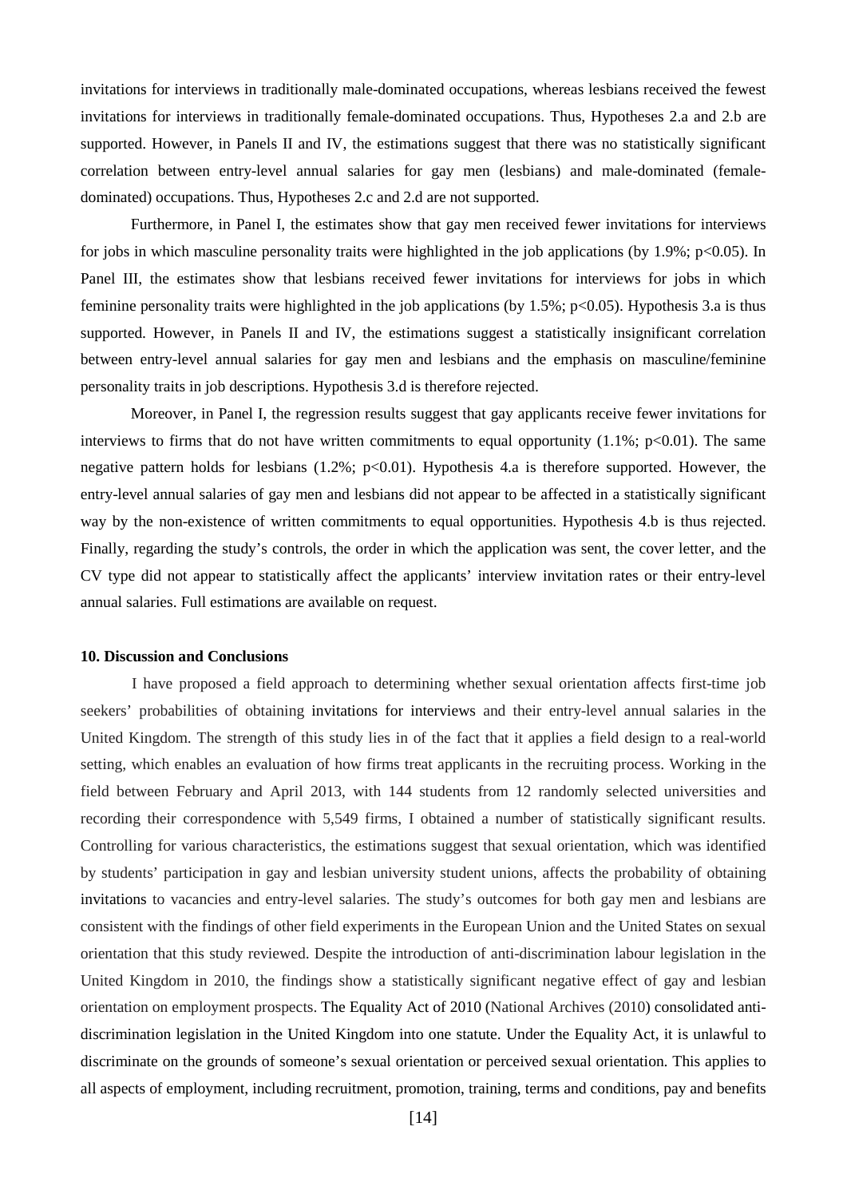invitations for interviews in traditionally male-dominated occupations, whereas lesbians received the fewest invitations for interviews in traditionally female-dominated occupations. Thus, Hypotheses 2.a and 2.b are supported. However, in Panels II and IV, the estimations suggest that there was no statistically significant correlation between entry-level annual salaries for gay men (lesbians) and male-dominated (female-dominated) occupations. Thus, Hypotheses 2.c and 2.d are not supported.

Furthermore, in Panel I, the estimates show that gay men received fewer invitations for interviews for jobs in which masculine personality traits were highlighted in the job applications (by 1.9%; $p<0.05$). In Panel III, the estimates show that lesbians received fewer invitations for interviews for jobs in which feminine personality traits were highlighted in the job applications (by 1.5%; $p<0.05$). Hypothesis 3.a is thus supported. However, in Panels II and IV, the estimations suggest a statistically insignificant correlation between entry-level annual salaries for gay men and lesbians and the emphasis on masculine/feminine personality traits in job descriptions. Hypothesis 3.d is therefore rejected.

Moreover, in Panel I, the regression results suggest that gay applicants receive fewer invitations for interviews to firms that do not have written commitments to equal opportunity (1.1%; $p<0.01$). The same negative pattern holds for lesbians (1.2%; $p<0.01$). Hypothesis 4.a is therefore supported. However, the entry-level annual salaries of gay men and lesbians did not appear to be affected in a statistically significant way by the non-existence of written commitments to equal opportunities. Hypothesis 4.b is thus rejected. Finally, regarding the study's controls, the order in which the application was sent, the cover letter, and the CV type did not appear to statistically affect the applicants' interview invitation rates or their entry-level annual salaries. Full estimations are available on request.

## 10. Discussion and Conclusions

I have proposed a field approach to determining whether sexual orientation affects first-time job seekers' probabilities of obtaining invitations for interviews and their entry-level annual salaries in the United Kingdom. The strength of this study lies in of the fact that it applies a field design to a real-world setting, which enables an evaluation of how firms treat applicants in the recruiting process. Working in the field between February and April 2013, with 144 students from 12 randomly selected universities and recording their correspondence with 5,549 firms, I obtained a number of statistically significant results. Controlling for various characteristics, the estimations suggest that sexual orientation, which was identified by students' participation in gay and lesbian university student unions, affects the probability of obtaining invitations to vacancies and entry-level salaries. The study's outcomes for both gay men and lesbians are consistent with the findings of other field experiments in the European Union and the United States on sexual orientation that this study reviewed. Despite the introduction of anti-discrimination labour legislation in the United Kingdom in 2010, the findings show a statistically significant negative effect of gay and lesbian orientation on employment prospects. The Equality Act of 2010 (National Archives (2010) consolidated anti-discrimination legislation in the United Kingdom into one statute. Under the Equality Act, it is unlawful to discriminate on the grounds of someone's sexual orientation or perceived sexual orientation. This applies to all aspects of employment, including recruitment, promotion, training, terms and conditions, pay and benefits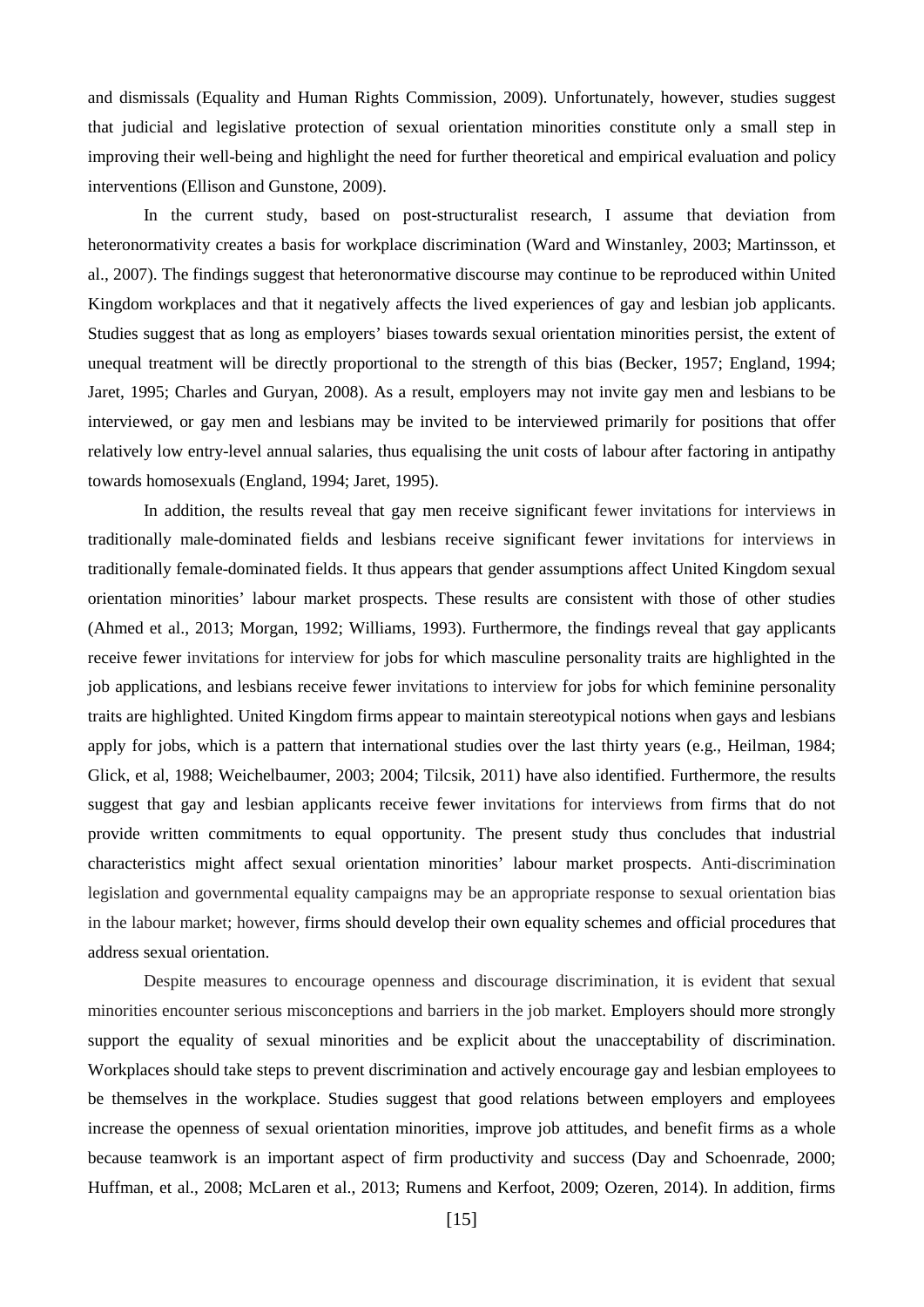and dismissals (Equality and Human Rights Commission, 2009). Unfortunately, however, studies suggest that judicial and legislative protection of sexual orientation minorities constitute only a small step in improving their well-being and highlight the need for further theoretical and empirical evaluation and policy interventions (Ellison and Gunstone, 2009).

In the current study, based on post-structuralist research, I assume that deviation from heteronormativity creates a basis for workplace discrimination (Ward and Winstanley, 2003; Martinsson, et al., 2007). The findings suggest that heteronormative discourse may continue to be reproduced within United Kingdom workplaces and that it negatively affects the lived experiences of gay and lesbian job applicants. Studies suggest that as long as employers' biases towards sexual orientation minorities persist, the extent of unequal treatment will be directly proportional to the strength of this bias (Becker, 1957; England, 1994; Jaret, 1995; Charles and Guryan, 2008). As a result, employers may not invite gay men and lesbians to be interviewed, or gay men and lesbians may be invited to be interviewed primarily for positions that offer relatively low entry-level annual salaries, thus equalising the unit costs of labour after factoring in antipathy towards homosexuals (England, 1994; Jaret, 1995).

In addition, the results reveal that gay men receive significant fewer invitations for interviews in traditionally male-dominated fields and lesbians receive significant fewer invitations for interviews in traditionally female-dominated fields. It thus appears that gender assumptions affect United Kingdom sexual orientation minorities' labour market prospects. These results are consistent with those of other studies (Ahmed et al., 2013; Morgan, 1992; Williams, 1993). Furthermore, the findings reveal that gay applicants receive fewer invitations for interview for jobs for which masculine personality traits are highlighted in the job applications, and lesbians receive fewer invitations to interview for jobs for which feminine personality traits are highlighted. United Kingdom firms appear to maintain stereotypical notions when gays and lesbians apply for jobs, which is a pattern that international studies over the last thirty years (e.g., Heilman, 1984; Glick, et al, 1988; Weichelbaumer, 2003; 2004; Tilcsik, 2011) have also identified. Furthermore, the results suggest that gay and lesbian applicants receive fewer invitations for interviews from firms that do not provide written commitments to equal opportunity. The present study thus concludes that industrial characteristics might affect sexual orientation minorities' labour market prospects. Anti-discrimination legislation and governmental equality campaigns may be an appropriate response to sexual orientation bias in the labour market; however, firms should develop their own equality schemes and official procedures that address sexual orientation.

Despite measures to encourage openness and discourage discrimination, it is evident that sexual minorities encounter serious misconceptions and barriers in the job market. Employers should more strongly support the equality of sexual minorities and be explicit about the unacceptability of discrimination. Workplaces should take steps to prevent discrimination and actively encourage gay and lesbian employees to be themselves in the workplace. Studies suggest that good relations between employers and employees increase the openness of sexual orientation minorities, improve job attitudes, and benefit firms as a whole because teamwork is an important aspect of firm productivity and success (Day and Schoenrade, 2000; Huffman, et al., 2008; McLaren et al., 2013; Rumens and Kerfoot, 2009; Ozeren, 2014). In addition, firms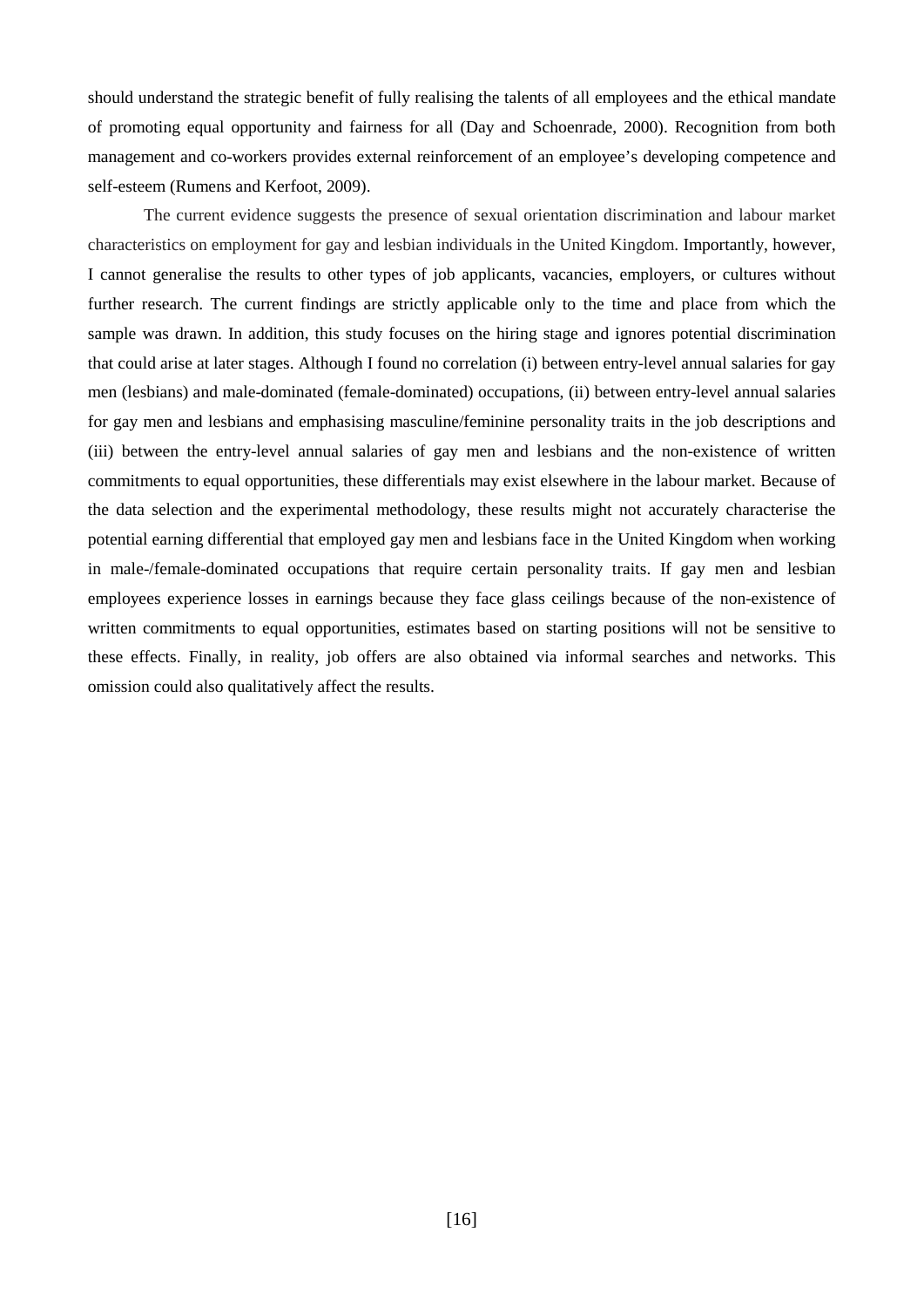should understand the strategic benefit of fully realising the talents of all employees and the ethical mandate of promoting equal opportunity and fairness for all (Day and Schoenrade, 2000). Recognition from both management and co-workers provides external reinforcement of an employee's developing competence and self-esteem (Rumens and Kerfoot, 2009).

The current evidence suggests the presence of sexual orientation discrimination and labour market characteristics on employment for gay and lesbian individuals in the United Kingdom. Importantly, however, I cannot generalise the results to other types of job applicants, vacancies, employers, or cultures without further research. The current findings are strictly applicable only to the time and place from which the sample was drawn. In addition, this study focuses on the hiring stage and ignores potential discrimination that could arise at later stages. Although I found no correlation (i) between entry-level annual salaries for gay men (lesbians) and male-dominated (female-dominated) occupations, (ii) between entry-level annual salaries for gay men and lesbians and emphasising masculine/feminine personality traits in the job descriptions and (iii) between the entry-level annual salaries of gay men and lesbians and the non-existence of written commitments to equal opportunities, these differentials may exist elsewhere in the labour market. Because of the data selection and the experimental methodology, these results might not accurately characterise the potential earning differential that employed gay men and lesbians face in the United Kingdom when working in male-/female-dominated occupations that require certain personality traits. If gay men and lesbian employees experience losses in earnings because they face glass ceilings because of the non-existence of written commitments to equal opportunities, estimates based on starting positions will not be sensitive to these effects. Finally, in reality, job offers are also obtained via informal searches and networks. This omission could also qualitatively affect the results.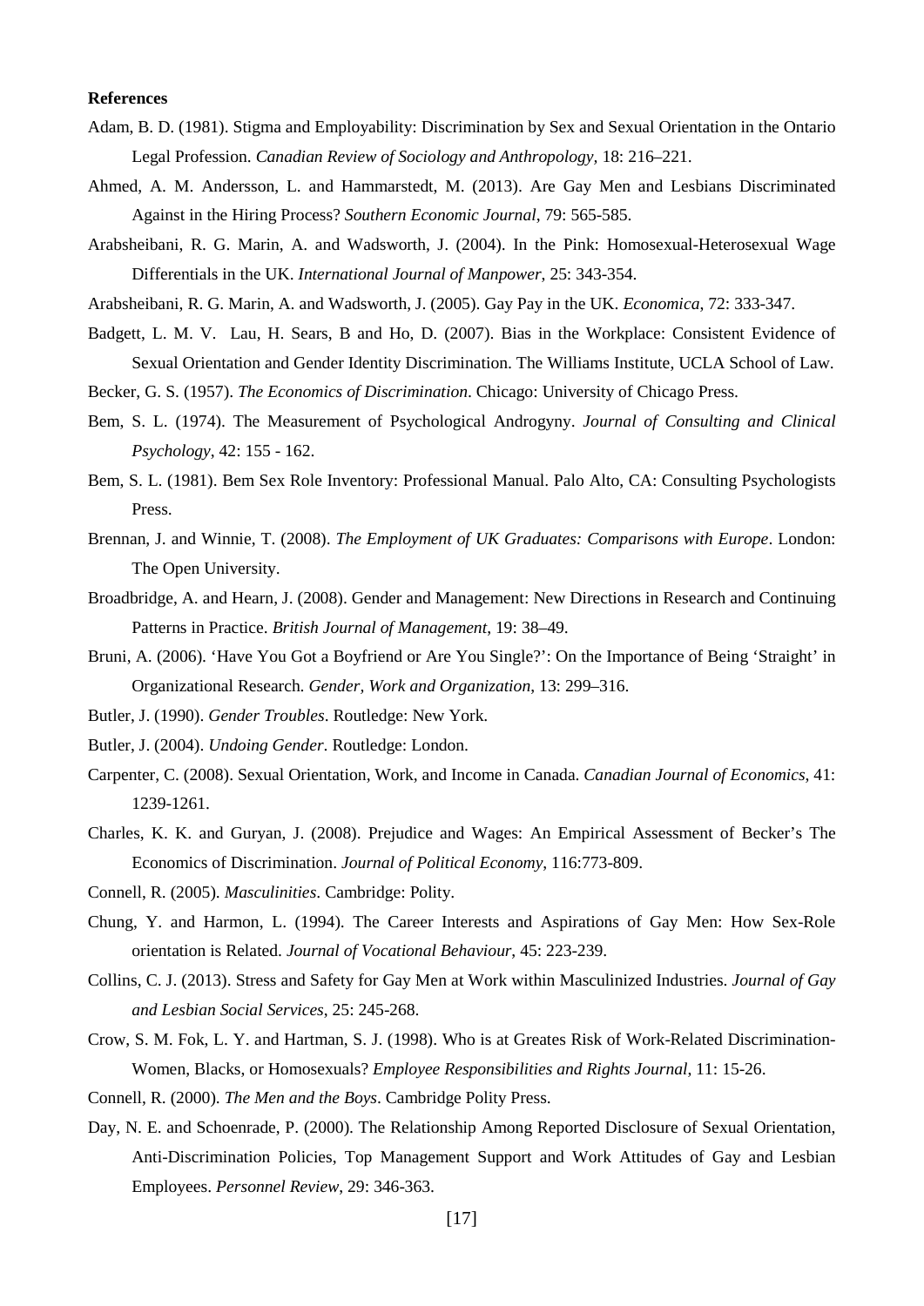**References**

Adam, B. D. (1981). Stigma and Employability: Discrimination by Sex and Sexual Orientation in the Ontario Legal Profession. *Canadian Review of Sociology and Anthropology*, 18: 216–221.

Ahmed, A. M. Andersson, L. and Hammarstedt, M. (2013). Are Gay Men and Lesbians Discriminated Against in the Hiring Process? *Southern Economic Journal*, 79: 565-585.

Arabsheibani, R. G. Marin, A. and Wadsworth, J. (2004). In the Pink: Homosexual-Heterosexual Wage Differentials in the UK. *International Journal of Manpower*, 25: 343-354.

Arabsheibani, R. G. Marin, A. and Wadsworth, J. (2005). Gay Pay in the UK. *Economica*, 72: 333-347.

Badgett, L. M. V. Lau, H. Sears, B and Ho, D. (2007). Bias in the Workplace: Consistent Evidence of Sexual Orientation and Gender Identity Discrimination. The Williams Institute, UCLA School of Law.

Becker, G. S. (1957). *The Economics of Discrimination*. Chicago: University of Chicago Press.

Bem, S. L. (1974). The Measurement of Psychological Androgyny. *Journal of Consulting and Clinical Psychology*, 42: 155 - 162.

Bem, S. L. (1981). Bem Sex Role Inventory: Professional Manual. Palo Alto, CA: Consulting Psychologists Press.

Brennan, J. and Winnie, T. (2008). *The Employment of UK Graduates: Comparisons with Europe*. London: The Open University.

Broadbridge, A. and Hearn, J. (2008). Gender and Management: New Directions in Research and Continuing Patterns in Practice. *British Journal of Management*, 19: 38–49.

Bruni, A. (2006). 'Have You Got a Boyfriend or Are You Single?': On the Importance of Being 'Straight' in Organizational Research. *Gender, Work and Organization*, 13: 299–316.

Butler, J. (1990). *Gender Troubles*. Routledge: New York.

Butler, J. (2004). *Undoing Gender*. Routledge: London.

Carpenter, C. (2008). Sexual Orientation, Work, and Income in Canada. *Canadian Journal of Economics*, 41: 1239-1261.

Charles, K. K. and Guryan, J. (2008). Prejudice and Wages: An Empirical Assessment of Becker's The Economics of Discrimination. *Journal of Political Economy*, 116:773-809.

Connell, R. (2005). *Masculinities*. Cambridge: Polity.

Chung, Y. and Harmon, L. (1994). The Career Interests and Aspirations of Gay Men: How Sex-Role orientation is Related. *Journal of Vocational Behaviour*, 45: 223-239.

Collins, C. J. (2013). Stress and Safety for Gay Men at Work within Masculinized Industries. *Journal of Gay and Lesbian Social Services*, 25: 245-268.

Crow, S. M. Fok, L. Y. and Hartman, S. J. (1998). Who is at Greates Risk of Work-Related Discrimination-Women, Blacks, or Homosexuals? *Employee Responsibilities and Rights Journal*, 11: 15-26.

Connell, R. (2000). *The Men and the Boys*. Cambridge Polity Press.

Day, N. E. and Schoenrade, P. (2000). The Relationship Among Reported Disclosure of Sexual Orientation, Anti-Discrimination Policies, Top Management Support and Work Attitudes of Gay and Lesbian Employees. *Personnel Review*, 29: 346-363.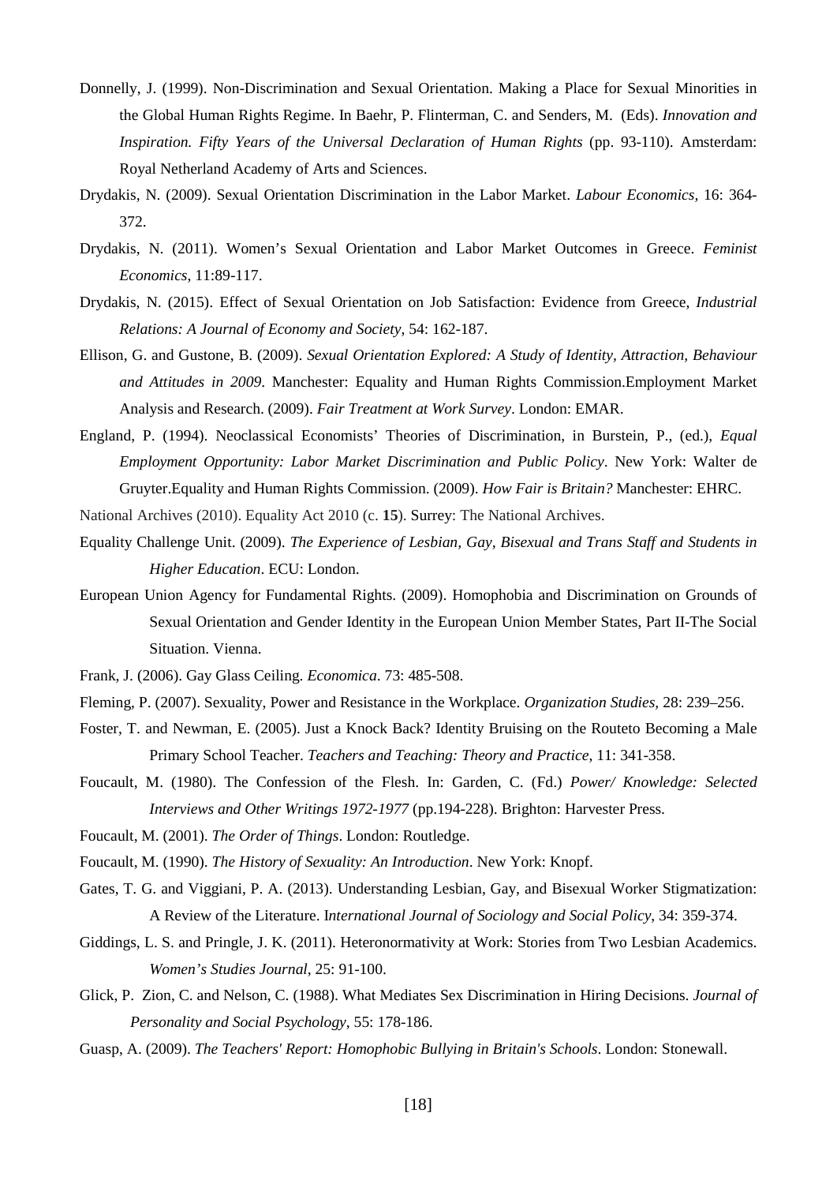Donnelly, J. (1999). Non-Discrimination and Sexual Orientation. Making a Place for Sexual Minorities in the Global Human Rights Regime. In Baehr, P. Flinterman, C. and Senders, M. (Eds). *Innovation and Inspiration. Fifty Years of the Universal Declaration of Human Rights* (pp. 93-110). Amsterdam: Royal Netherland Academy of Arts and Sciences.

Drydakis, N. (2009). Sexual Orientation Discrimination in the Labor Market. *Labour Economics*, 16: 364-372.

Drydakis, N. (2011). Women's Sexual Orientation and Labor Market Outcomes in Greece. *Feminist Economics*, 11:89-117.

Drydakis, N. (2015). Effect of Sexual Orientation on Job Satisfaction: Evidence from Greece, *Industrial Relations: A Journal of Economy and Society*, 54: 162-187.

Ellison, G. and Gustone, B. (2009). *Sexual Orientation Explored: A Study of Identity, Attraction, Behaviour and Attitudes in 2009*. Manchester: Equality and Human Rights Commission.Employment Market Analysis and Research. (2009). *Fair Treatment at Work Survey*. London: EMAR.

England, P. (1994). Neoclassical Economists' Theories of Discrimination, in Burstein, P., (ed.), *Equal Employment Opportunity: Labor Market Discrimination and Public Policy*. New York: Walter de Gruyter.Equality and Human Rights Commission. (2009). *How Fair is Britain?* Manchester: EHRC.

National Archives (2010). Equality Act 2010 (c. **15**). Surrey: The National Archives.

Equality Challenge Unit. (2009). *The Experience of Lesbian, Gay, Bisexual and Trans Staff and Students in Higher Education*. ECU: London.

European Union Agency for Fundamental Rights. (2009). Homophobia and Discrimination on Grounds of Sexual Orientation and Gender Identity in the European Union Member States, Part II-The Social Situation. Vienna.

Frank, J. (2006). Gay Glass Ceiling. *Economica*. 73: 485-508.

Fleming, P. (2007). Sexuality, Power and Resistance in the Workplace. *Organization Studies*, 28: 239–256.

Foster, T. and Newman, E. (2005). Just a Knock Back? Identity Bruising on the Routeto Becoming a Male Primary School Teacher. *Teachers and Teaching: Theory and Practice*, 11: 341-358.

Foucault, M. (1980). The Confession of the Flesh. In: Garden, C. (Fd.) *Power/ Knowledge: Selected Interviews and Other Writings 1972-1977* (pp.194-228). Brighton: Harvester Press.

Foucault, M. (2001). *The Order of Things*. London: Routledge.

Foucault, M. (1990). *The History of Sexuality: An Introduction*. New York: Knopf.

Gates, T. G. and Viggiani, P. A. (2013). Understanding Lesbian, Gay, and Bisexual Worker Stigmatization: A Review of the Literature. I*nternational Journal of Sociology and Social Policy*, 34: 359-374.

Giddings, L. S. and Pringle, J. K. (2011). Heteronormativity at Work: Stories from Two Lesbian Academics. *Women's Studies Journal*, 25: 91-100.

Glick, P. Zion, C. and Nelson, C. (1988). What Mediates Sex Discrimination in Hiring Decisions. *Journal of Personality and Social Psychology*, 55: 178-186.

Guasp, A. (2009). *The Teachers' Report: Homophobic Bullying in Britain's Schools*. London: Stonewall.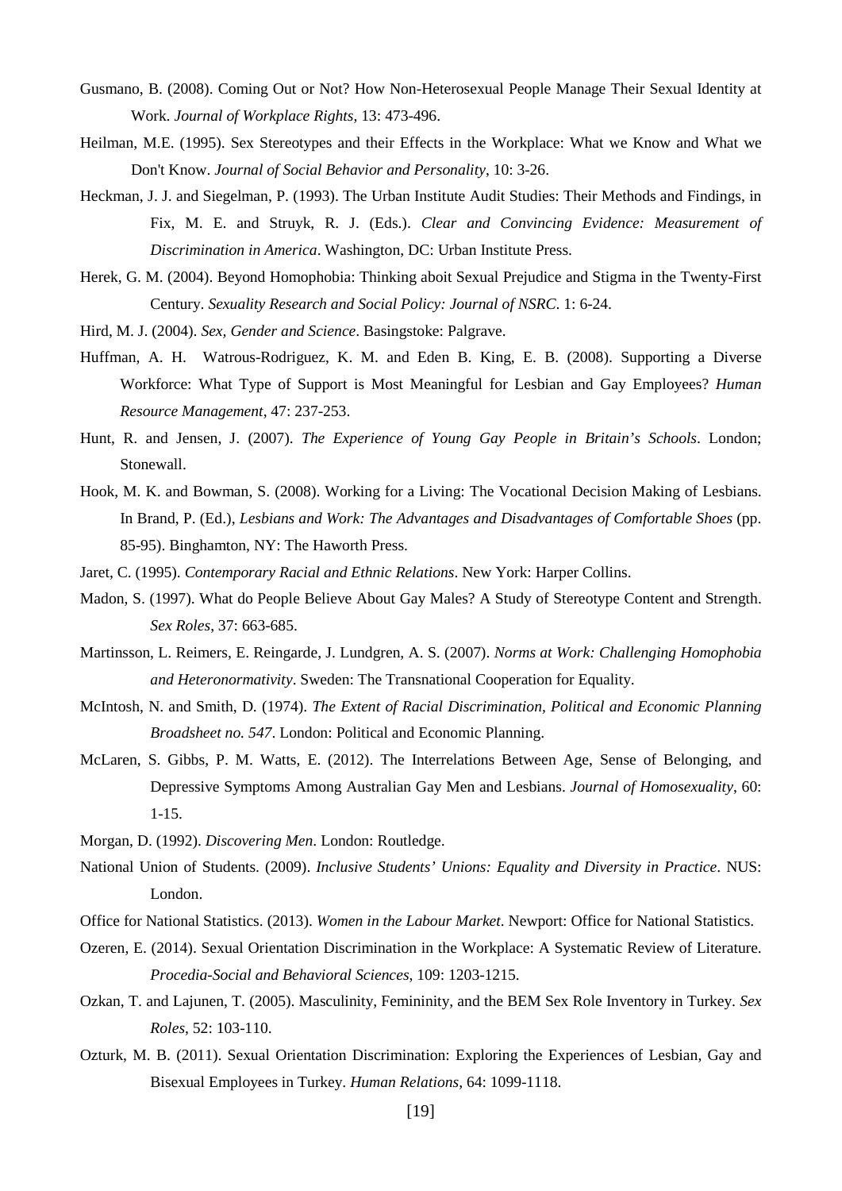Gusmano, B. (2008). Coming Out or Not? How Non-Heterosexual People Manage Their Sexual Identity at Work. *Journal of Workplace Rights*, 13: 473-496.

Heilman, M.E. (1995). Sex Stereotypes and their Effects in the Workplace: What we Know and What we Don't Know. *Journal of Social Behavior and Personality*, 10: 3-26.

Heckman, J. J. and Siegelman, P. (1993). The Urban Institute Audit Studies: Their Methods and Findings, in Fix, M. E. and Struyk, R. J. (Eds.). *Clear and Convincing Evidence: Measurement of Discrimination in America*. Washington, DC: Urban Institute Press.

Herek, G. M. (2004). Beyond Homophobia: Thinking aboit Sexual Prejudice and Stigma in the Twenty-First Century. *Sexuality Research and Social Policy: Journal of NSRC*. 1: 6-24.

Hird, M. J. (2004). *Sex, Gender and Science*. Basingstoke: Palgrave.

Huffman, A. H. Watrous-Rodriguez, K. M. and Eden B. King, E. B. (2008). Supporting a Diverse Workforce: What Type of Support is Most Meaningful for Lesbian and Gay Employees? *Human Resource Management*, 47: 237-253.

Hunt, R. and Jensen, J. (2007). *The Experience of Young Gay People in Britain's Schools*. London; Stonewall.

Hook, M. K. and Bowman, S. (2008). Working for a Living: The Vocational Decision Making of Lesbians. In Brand, P. (Ed.), *Lesbians and Work: The Advantages and Disadvantages of Comfortable Shoes* (pp. 85-95). Binghamton, NY: The Haworth Press.

Jaret, C. (1995). *Contemporary Racial and Ethnic Relations*. New York: Harper Collins.

Madon, S. (1997). What do People Believe About Gay Males? A Study of Stereotype Content and Strength. *Sex Roles*, 37: 663-685.

Martinsson, L. Reimers, E. Reingarde, J. Lundgren, A. S. (2007). *Norms at Work: Challenging Homophobia and Heteronormativity*. Sweden: The Transnational Cooperation for Equality.

McIntosh, N. and Smith, D. (1974). *The Extent of Racial Discrimination, Political and Economic Planning Broadsheet no. 547*. London: Political and Economic Planning.

McLaren, S. Gibbs, P. M. Watts, E. (2012). The Interrelations Between Age, Sense of Belonging, and Depressive Symptoms Among Australian Gay Men and Lesbians. *Journal of Homosexuality*, 60: 1-15.

Morgan, D. (1992). *Discovering Men*. London: Routledge.

National Union of Students. (2009). *Inclusive Students' Unions: Equality and Diversity in Practice*. NUS: London.

Office for National Statistics. (2013). *Women in the Labour Market*. Newport: Office for National Statistics.

Ozeren, E. (2014). Sexual Orientation Discrimination in the Workplace: A Systematic Review of Literature. *Procedia-Social and Behavioral Sciences*, 109: 1203-1215.

Ozkan, T. and Lajunen, T. (2005). Masculinity, Femininity, and the BEM Sex Role Inventory in Turkey. *Sex Roles*, 52: 103-110.

Ozturk, M. B. (2011). Sexual Orientation Discrimination: Exploring the Experiences of Lesbian, Gay and Bisexual Employees in Turkey. *Human Relations*, 64: 1099-1118.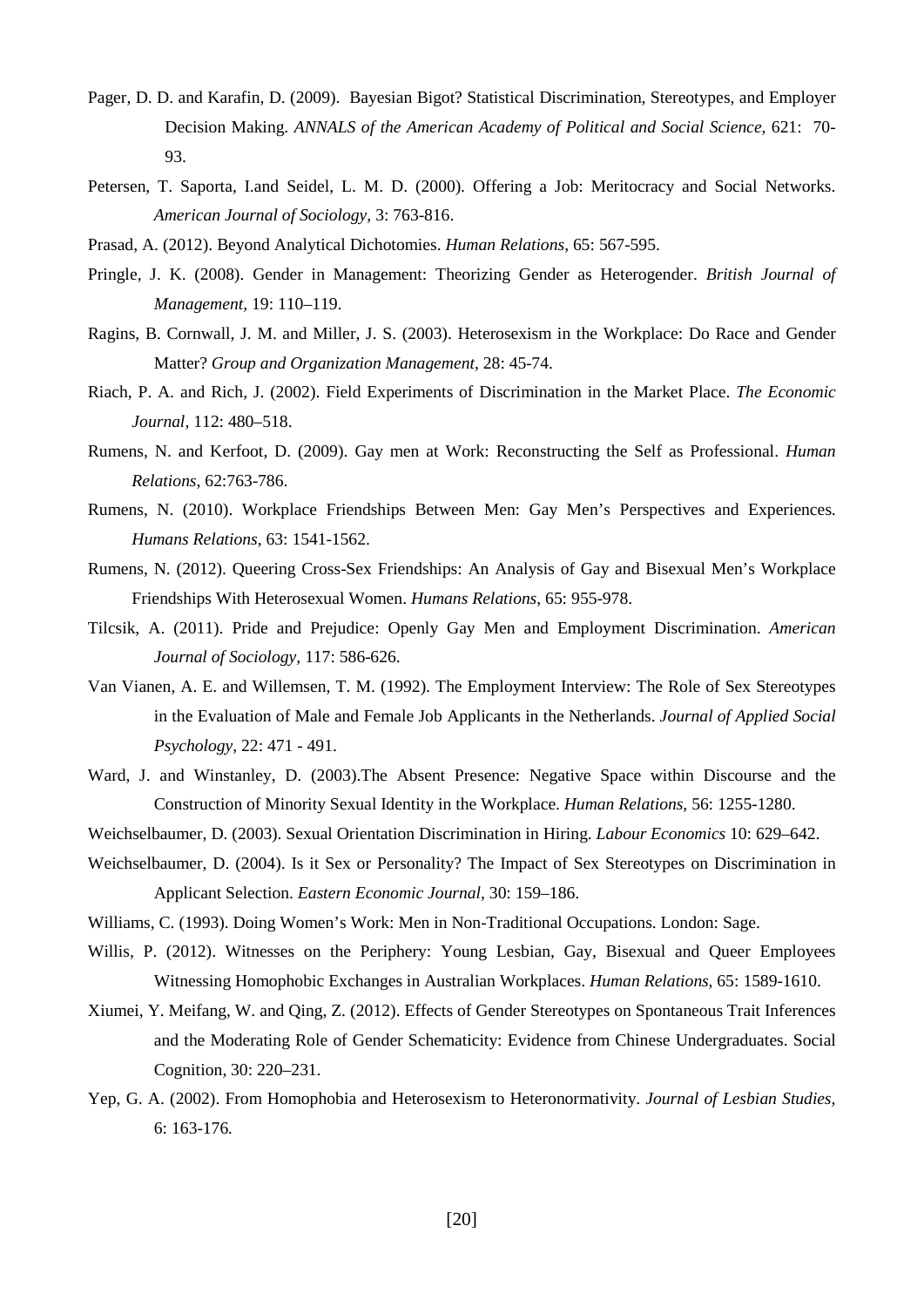Pager, D. D. and Karafin, D. (2009). Bayesian Bigot? Statistical Discrimination, Stereotypes, and Employer Decision Making. *ANNALS of the American Academy of Political and Social Science*, 621: 70-93.

Petersen, T. Saporta, I.and Seidel, L. M. D. (2000). Offering a Job: Meritocracy and Social Networks. *American Journal of Sociology*, 3: 763-816.

Prasad, A. (2012). Beyond Analytical Dichotomies. *Human Relations*, 65: 567-595.

Pringle, J. K. (2008). Gender in Management: Theorizing Gender as Heterogender. *British Journal of Management,* 19: 110–119.

Ragins, B. Cornwall, J. M. and Miller, J. S. (2003). Heterosexism in the Workplace: Do Race and Gender Matter? *Group and Organization Management*, 28: 45-74.

Riach, P. A. and Rich, J. (2002). Field Experiments of Discrimination in the Market Place. *The Economic Journal*, 112: 480–518.

Rumens, N. and Kerfoot, D. (2009). Gay men at Work: Reconstructing the Self as Professional. *Human Relations*, 62:763-786.

Rumens, N. (2010). Workplace Friendships Between Men: Gay Men's Perspectives and Experiences. *Humans Relations*, 63: 1541-1562.

Rumens, N. (2012). Queering Cross-Sex Friendships: An Analysis of Gay and Bisexual Men's Workplace Friendships With Heterosexual Women. *Humans Relations*, 65: 955-978.

Tilcsik, A. (2011). Pride and Prejudice: Openly Gay Men and Employment Discrimination. *American Journal of Sociology,* 117: 586-626.

Van Vianen, A. E. and Willemsen, T. M. (1992). The Employment Interview: The Role of Sex Stereotypes in the Evaluation of Male and Female Job Applicants in the Netherlands. *Journal of Applied Social Psychology*, 22: 471 - 491.

Ward, J. and Winstanley, D. (2003).The Absent Presence: Negative Space within Discourse and the Construction of Minority Sexual Identity in the Workplace. *Human Relations*, 56: 1255-1280.

Weichselbaumer, D. (2003). Sexual Orientation Discrimination in Hiring. *Labour Economics* 10: 629–642.

Weichselbaumer, D. (2004). Is it Sex or Personality? The Impact of Sex Stereotypes on Discrimination in Applicant Selection. *Eastern Economic Journal*, 30: 159–186.

Williams, C. (1993). Doing Women's Work: Men in Non-Traditional Occupations. London: Sage.

Willis, P. (2012). Witnesses on the Periphery: Young Lesbian, Gay, Bisexual and Queer Employees Witnessing Homophobic Exchanges in Australian Workplaces. *Human Relations*, 65: 1589-1610.

Xiumei, Y. Meifang, W. and Qing, Z. (2012). Effects of Gender Stereotypes on Spontaneous Trait Inferences and the Moderating Role of Gender Schematicity: Evidence from Chinese Undergraduates. Social Cognition, 30: 220–231.

Yep, G. A. (2002). From Homophobia and Heterosexism to Heteronormativity. *Journal of Lesbian Studies,* 6: 163-176*.*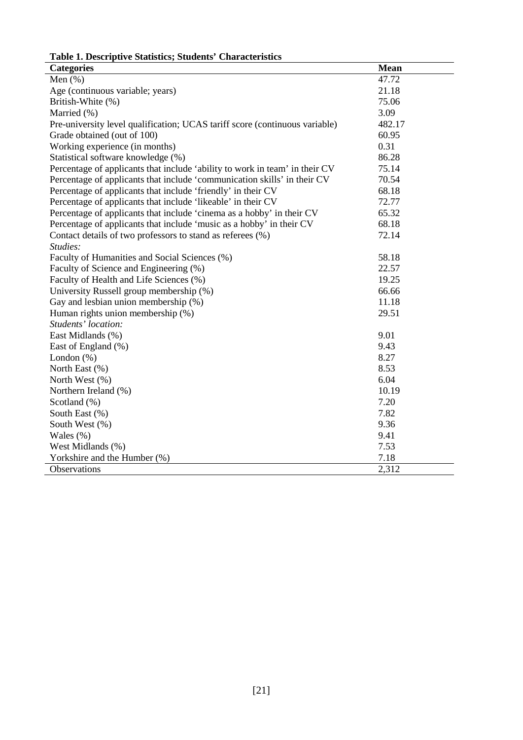**Table 1. Descriptive Statistics; Students' Characteristics**

| Categories | Mean |
|---|---|
| Men (%) | 47.72 |
| Age (continuous variable; years) | 21.18 |
| British-White (%) | 75.06 |
| Married (%) | 3.09 |
| Pre-university level qualification; UCAS tariff score (continuous variable) | 482.17 |
| Grade obtained (out of 100) | 60.95 |
| Working experience (in months) | 0.31 |
| Statistical software knowledge (%) | 86.28 |
| Percentage of applicants that include 'ability to work in team' in their CV | 75.14 |
| Percentage of applicants that include 'communication skills' in their CV | 70.54 |
| Percentage of applicants that include 'friendly' in their CV | 68.18 |
| Percentage of applicants that include 'likeable' in their CV | 72.77 |
| Percentage of applicants that include 'cinema as a hobby' in their CV | 65.32 |
| Percentage of applicants that include 'music as a hobby' in their CV | 68.18 |
| Contact details of two professors to stand as referees (%) | 72.14 |
| *Studies:* | |
| Faculty of Humanities and Social Sciences (%) | 58.18 |
| Faculty of Science and Engineering (%) | 22.57 |
| Faculty of Health and Life Sciences (%) | 19.25 |
| University Russell group membership (%) | 66.66 |
| Gay and lesbian union membership (%) | 11.18 |
| Human rights union membership (%) | 29.51 |
| *Students' location:* | |
| East Midlands (%) | 9.01 |
| East of England (%) | 9.43 |
| London (%) | 8.27 |
| North East (%) | 8.53 |
| North West (%) | 6.04 |
| Northern Ireland (%) | 10.19 |
| Scotland (%) | 7.20 |
| South East (%) | 7.82 |
| South West (%) | 9.36 |
| Wales (%) | 9.41 |
| West Midlands (%) | 7.53 |
| Yorkshire and the Humber (%) | 7.18 |
| Observations | 2,312 |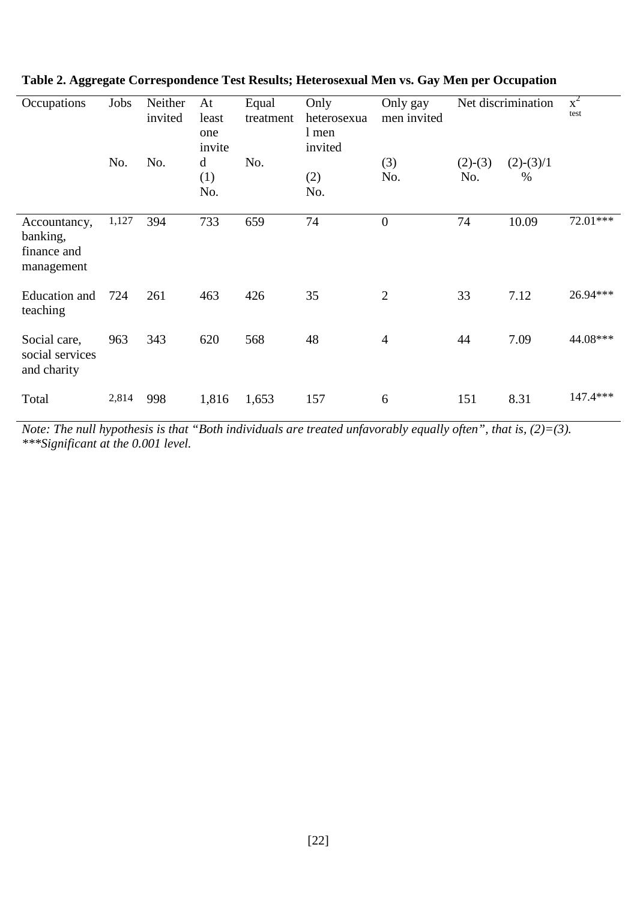**Table 2. Aggregate Correspondence Test Results; Heterosexual Men vs. Gay Men per Occupation**

| Occupations | Jobs | Neither invited | At least one invited | Equal treatment | Only heterosexual men invited | Only gay men invited | Net discrimination | | $x^2$ test |
|---|---|---|---|---|---|---|---|---|---|
| | No. | No. | (1) No. | No. | (2) No. | (3) No. | (2)-(3) No. | (2)-(3)/1 % | |
| Accountancy, banking, finance and management | 1,127 | 394 | 733 | 659 | 74 | 0 | 74 | 10.09 | 72.01*** |
| Education and teaching | 724 | 261 | 463 | 426 | 35 | 2 | 33 | 7.12 | 26.94*** |
| Social care, social services and charity | 963 | 343 | 620 | 568 | 48 | 4 | 44 | 7.09 | 44.08*** |
| Total | 2,814 | 998 | 1,816 | 1,653 | 157 | 6 | 151 | 8.31 | 147.4*** |

*Note: The null hypothesis is that "Both individuals are treated unfavorably equally often", that is, (2)=(3).*
*\*\*\*Significant at the 0.001 level.*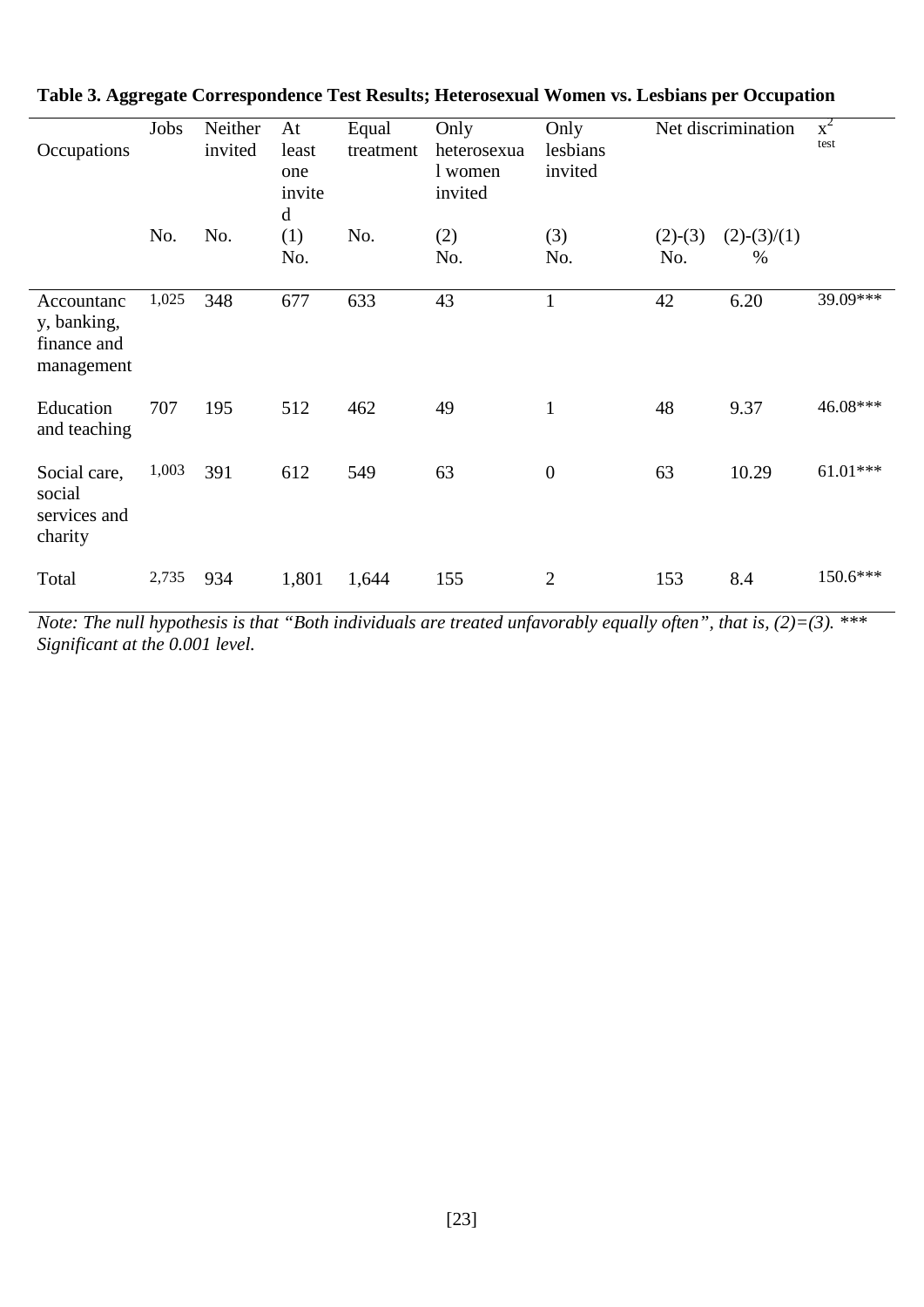**Table 3. Aggregate Correspondence Test Results; Heterosexual Women vs. Lesbians per Occupation**

| Occupations | Jobs | Neither invited | At least one invited | Equal treatment | Only heterosexual women invited | Only lesbians invited | Net discrimination | | $x^2$ test |
|---|---|---|---|---|---|---|---|---|---|
| | No. | No. | (1) No. | No. | (2) No. | (3) No. | (2)-(3) No. | (2)-(3)/(1) % | |
| Accountancy, banking, finance and management | 1,025 | 348 | 677 | 633 | 43 | 1 | 42 | 6.20 | 39.09*** |
| Education and teaching | 707 | 195 | 512 | 462 | 49 | 1 | 48 | 9.37 | 46.08*** |
| Social care, social services and charity | 1,003 | 391 | 612 | 549 | 63 | 0 | 63 | 10.29 | 61.01*** |
| Total | 2,735 | 934 | 1,801 | 1,644 | 155 | 2 | 153 | 8.4 | 150.6*** |

*Note: The null hypothesis is that "Both individuals are treated unfavorably equally often", that is, (2)=(3). \*\*\* Significant at the 0.001 level.*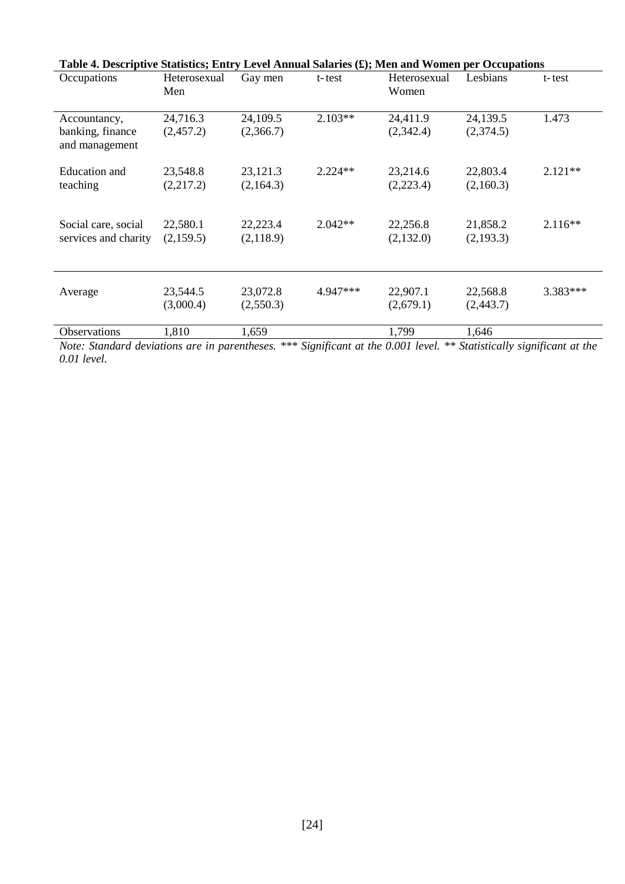**Table 4. Descriptive Statistics; Entry Level Annual Salaries (£); Men and Women per Occupations**

| Occupations | Heterosexual Men | Gay men | t-test | Heterosexual Women | Lesbians | t-test |
|---|---|---|---|---|---|---|
| Accountancy, banking, finance and management | 24,716.3 (2,457.2) | 24,109.5 (2,366.7) | 2.103** | 24,411.9 (2,342.4) | 24,139.5 (2,374.5) | 1.473 |
| Education and teaching | 23,548.8 (2,217.2) | 23,121.3 (2,164.3) | 2.224** | 23,214.6 (2,223.4) | 22,803.4 (2,160.3) | 2.121** |
| Social care, social services and charity | 22,580.1 (2,159.5) | 22,223.4 (2,118.9) | 2.042** | 22,256.8 (2,132.0) | 21,858.2 (2,193.3) | 2.116** |
| Average | 23,544.5 (3,000.4) | 23,072.8 (2,550.3) | 4.947*** | 22,907.1 (2,679.1) | 22,568.8 (2,443.7) | 3.383*** |
| Observations | 1,810 | 1,659 | | 1,799 | 1,646 | |

*Note: Standard deviations are in parentheses. *** Significant at the 0.001 level. ** Statistically significant at the 0.01 level.*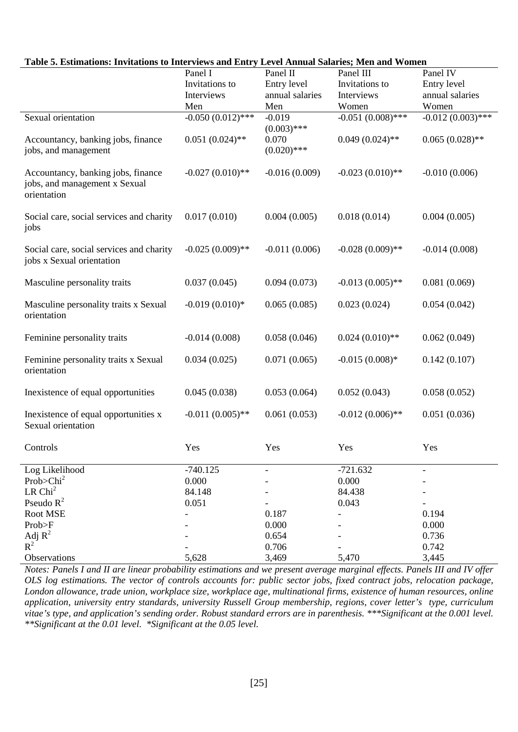**Table 5. Estimations: Invitations to Interviews and Entry Level Annual Salaries; Men and Women**

| | Panel I Invitations to Interviews Men | Panel II Entry level annual salaries Men | Panel III Invitations to Interviews Women | Panel IV Entry level annual salaries Women |
|---|---|---|---|---|
| Sexual orientation | -0.050 (0.012)*** | -0.019 (0.003)*** | -0.051 (0.008)*** | -0.012 (0.003)*** |
| Accountancy, banking jobs, finance jobs, and management | 0.051 (0.024)** | 0.070 (0.020)*** | 0.049 (0.024)** | 0.065 (0.028)** |
| Accountancy, banking jobs, finance jobs, and management x Sexual orientation | -0.027 (0.010)** | -0.016 (0.009) | -0.023 (0.010)** | -0.010 (0.006) |
| Social care, social services and charity jobs | 0.017 (0.010) | 0.004 (0.005) | 0.018 (0.014) | 0.004 (0.005) |
| Social care, social services and charity jobs x Sexual orientation | -0.025 (0.009)** | -0.011 (0.006) | -0.028 (0.009)** | -0.014 (0.008) |
| Masculine personality traits | 0.037 (0.045) | 0.094 (0.073) | -0.013 (0.005)** | 0.081 (0.069) |
| Masculine personality traits x Sexual orientation | -0.019 (0.010)* | 0.065 (0.085) | 0.023 (0.024) | 0.054 (0.042) |
| Feminine personality traits | -0.014 (0.008) | 0.058 (0.046) | 0.024 (0.010)** | 0.062 (0.049) |
| Feminine personality traits x Sexual orientation | 0.034 (0.025) | 0.071 (0.065) | -0.015 (0.008)* | 0.142 (0.107) |
| Inexistence of equal opportunities | 0.045 (0.038) | 0.053 (0.064) | 0.052 (0.043) | 0.058 (0.052) |
| Inexistence of equal opportunities x Sexual orientation | -0.011 (0.005)** | 0.061 (0.053) | -0.012 (0.006)** | 0.051 (0.036) |
| Controls | Yes | Yes | Yes | Yes |
| Log Likelihood | -740.125 | - | -721.632 | - |
| Prob>$Chi^2$ | 0.000 | - | 0.000 | - |
| LR $Chi^2$ | 84.148 | - | 84.438 | - |
| Pseudo $R^2$ | 0.051 | - | 0.043 | - |
| Root MSE | - | 0.187 | - | 0.194 |
| Prob>F | - | 0.000 | - | 0.000 |
| Adj $R^2$ | - | 0.654 | - | 0.736 |
| $R^2$ | - | 0.706 | - | 0.742 |
| Observations | 5,628 | 3,469 | 5,470 | 3,445 |

*Notes: Panels I and II are linear probability estimations and we present average marginal effects. Panels III and IV offer OLS log estimations. The vector of controls accounts for: public sector jobs, fixed contract jobs, relocation package, London allowance, trade union, workplace size, workplace age, multinational firms, existence of human resources, online application, university entry standards, university Russell Group membership, regions, cover letter's type, curriculum vitae's type, and application's sending order. Robust standard errors are in parenthesis. \*\*\*Significant at the 0.001 level. \*\*Significant at the 0.01 level. \*Significant at the 0.05 level.*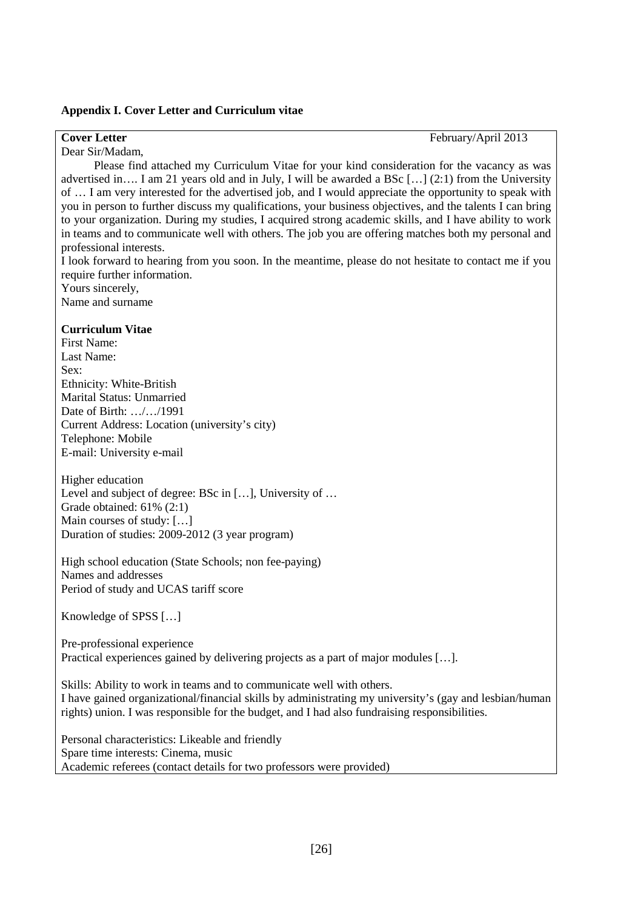### Appendix I. Cover Letter and Curriculum vitae

**Cover Letter** February/April 2013

Dear Sir/Madam,

Please find attached my Curriculum Vitae for your kind consideration for the vacancy as was advertised in…. I am 21 years old and in July, I will be awarded a BSc […] (2:1) from the University of … I am very interested for the advertised job, and I would appreciate the opportunity to speak with you in person to further discuss my qualifications, your business objectives, and the talents I can bring to your organization. During my studies, I acquired strong academic skills, and I have ability to work in teams and to communicate well with others. The job you are offering matches both my personal and professional interests.

I look forward to hearing from you soon. In the meantime, please do not hesitate to contact me if you require further information.

Yours sincerely,

Name and surname

**Curriculum Vitae**

First Name:
Last Name:
Sex:
Ethnicity: White-British
Marital Status: Unmarried
Date of Birth: …/…/1991
Current Address: Location (university's city)
Telephone: Mobile
E-mail: University e-mail

Higher education
Level and subject of degree: BSc in […], University of …
Grade obtained: 61% (2:1)
Main courses of study: […]
Duration of studies: 2009-2012 (3 year program)

High school education (State Schools; non fee-paying)
Names and addresses
Period of study and UCAS tariff score

Knowledge of SPSS […]

Pre-professional experience
Practical experiences gained by delivering projects as a part of major modules […].

Skills: Ability to work in teams and to communicate well with others.
I have gained organizational/financial skills by administrating my university's (gay and lesbian/human rights) union. I was responsible for the budget, and I had also fundraising responsibilities.

Personal characteristics: Likeable and friendly
Spare time interests: Cinema, music
Academic referees (contact details for two professors were provided)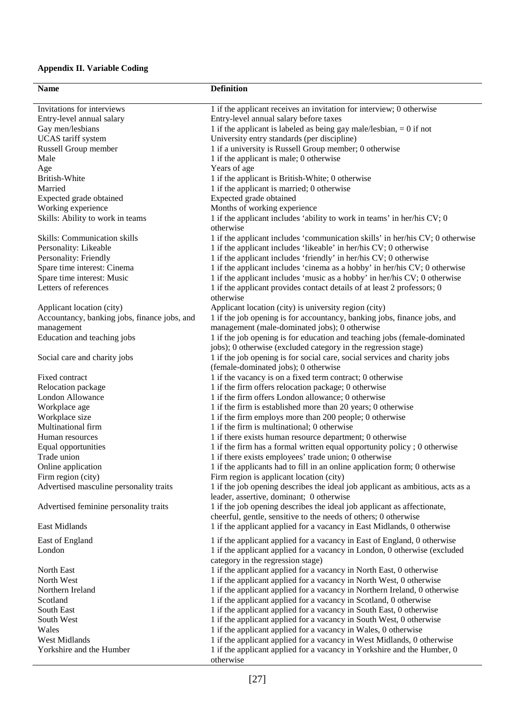**Appendix II. Variable Coding**

| Name | Definition |
|---|---|
| Invitations for interviews | 1 if the applicant receives an invitation for interview; 0 otherwise |
| Entry-level annual salary | Entry-level annual salary before taxes |
| Gay men/lesbians | 1 if the applicant is labeled as being gay male/lesbian, = 0 if not |
| UCAS tariff system | University entry standards (per discipline) |
| Russell Group member | 1 if a university is Russell Group member; 0 otherwise |
| Male | 1 if the applicant is male; 0 otherwise |
| Age | Years of age |
| British-White | 1 if the applicant is British-White; 0 otherwise |
| Married | 1 if the applicant is married; 0 otherwise |
| Expected grade obtained | Expected grade obtained |
| Working experience | Months of working experience |
| Skills: Ability to work in teams | 1 if the applicant includes 'ability to work in teams' in her/his CV; 0 otherwise |
| Skills: Communication skills | 1 if the applicant includes 'communication skills' in her/his CV; 0 otherwise |
| Personality: Likeable | 1 if the applicant includes 'likeable' in her/his CV; 0 otherwise |
| Personality: Friendly | 1 if the applicant includes 'friendly' in her/his CV; 0 otherwise |
| Spare time interest: Cinema | 1 if the applicant includes 'cinema as a hobby' in her/his CV; 0 otherwise |
| Spare time interest: Music | 1 if the applicant includes 'music as a hobby' in her/his CV; 0 otherwise |
| Letters of references | 1 if the applicant provides contact details of at least 2 professors; 0 otherwise |
| Applicant location (city) | Applicant location (city) is university region (city) |
| Accountancy, banking jobs, finance jobs, and management | 1 if the job opening is for accountancy, banking jobs, finance jobs, and management (male-dominated jobs); 0 otherwise |
| Education and teaching jobs | 1 if the job opening is for education and teaching jobs (female-dominated jobs); 0 otherwise (excluded category in the regression stage) |
| Social care and charity jobs | 1 if the job opening is for social care, social services and charity jobs (female-dominated jobs); 0 otherwise |
| Fixed contract | 1 if the vacancy is on a fixed term contract; 0 otherwise |
| Relocation package | 1 if the firm offers relocation package; 0 otherwise |
| London Allowance | 1 if the firm offers London allowance; 0 otherwise |
| Workplace age | 1 if the firm is established more than 20 years; 0 otherwise |
| Workplace size | 1 if the firm employs more than 200 people; 0 otherwise |
| Multinational firm | 1 if the firm is multinational; 0 otherwise |
| Human resources | 1 if there exists human resource department; 0 otherwise |
| Equal opportunities | 1 if the firm has a formal written equal opportunity policy ; 0 otherwise |
| Trade union | 1 if there exists employees' trade union; 0 otherwise |
| Online application | 1 if the applicants had to fill in an online application form; 0 otherwise |
| Firm region (city) | Firm region is applicant location (city) |
| Advertised masculine personality traits | 1 if the job opening describes the ideal job applicant as ambitious, acts as a leader, assertive, dominant; 0 otherwise |
| Advertised feminine personality traits | 1 if the job opening describes the ideal job applicant as affectionate, cheerful, gentle, sensitive to the needs of others; 0 otherwise |
| East Midlands | 1 if the applicant applied for a vacancy in East Midlands, 0 otherwise |
| East of England | 1 if the applicant applied for a vacancy in East of England, 0 otherwise |
| London | 1 if the applicant applied for a vacancy in London, 0 otherwise (excluded category in the regression stage) |
| North East | 1 if the applicant applied for a vacancy in North East, 0 otherwise |
| North West | 1 if the applicant applied for a vacancy in North West, 0 otherwise |
| Northern Ireland | 1 if the applicant applied for a vacancy in Northern Ireland, 0 otherwise |
| Scotland | 1 if the applicant applied for a vacancy in Scotland, 0 otherwise |
| South East | 1 if the applicant applied for a vacancy in South East, 0 otherwise |
| South West | 1 if the applicant applied for a vacancy in South West, 0 otherwise |
| Wales | 1 if the applicant applied for a vacancy in Wales, 0 otherwise |
| West Midlands | 1 if the applicant applied for a vacancy in West Midlands, 0 otherwise |
| Yorkshire and the Humber | 1 if the applicant applied for a vacancy in Yorkshire and the Humber, 0 otherwise |